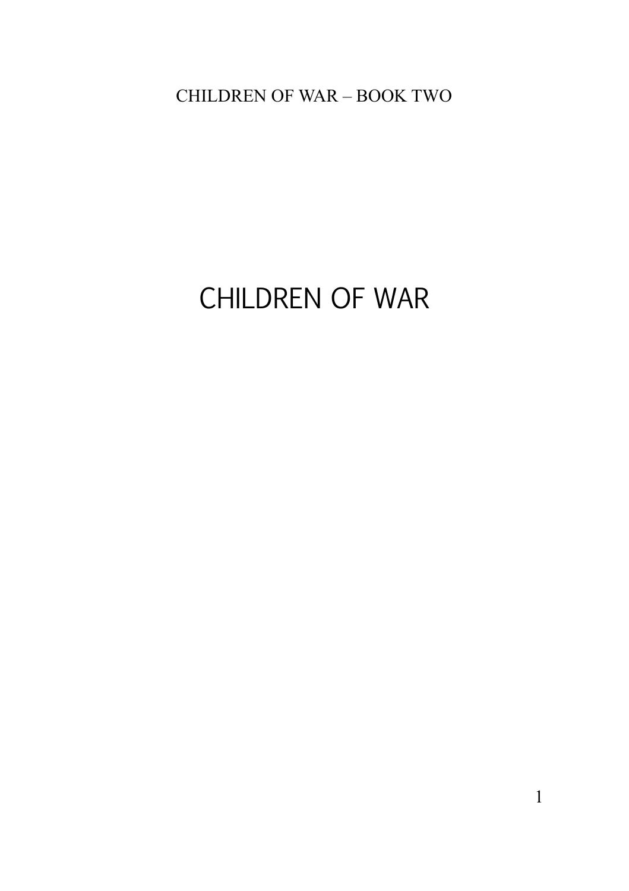CHILDREN OF WAR – BOOK TWO

# CHILDREN OF WAR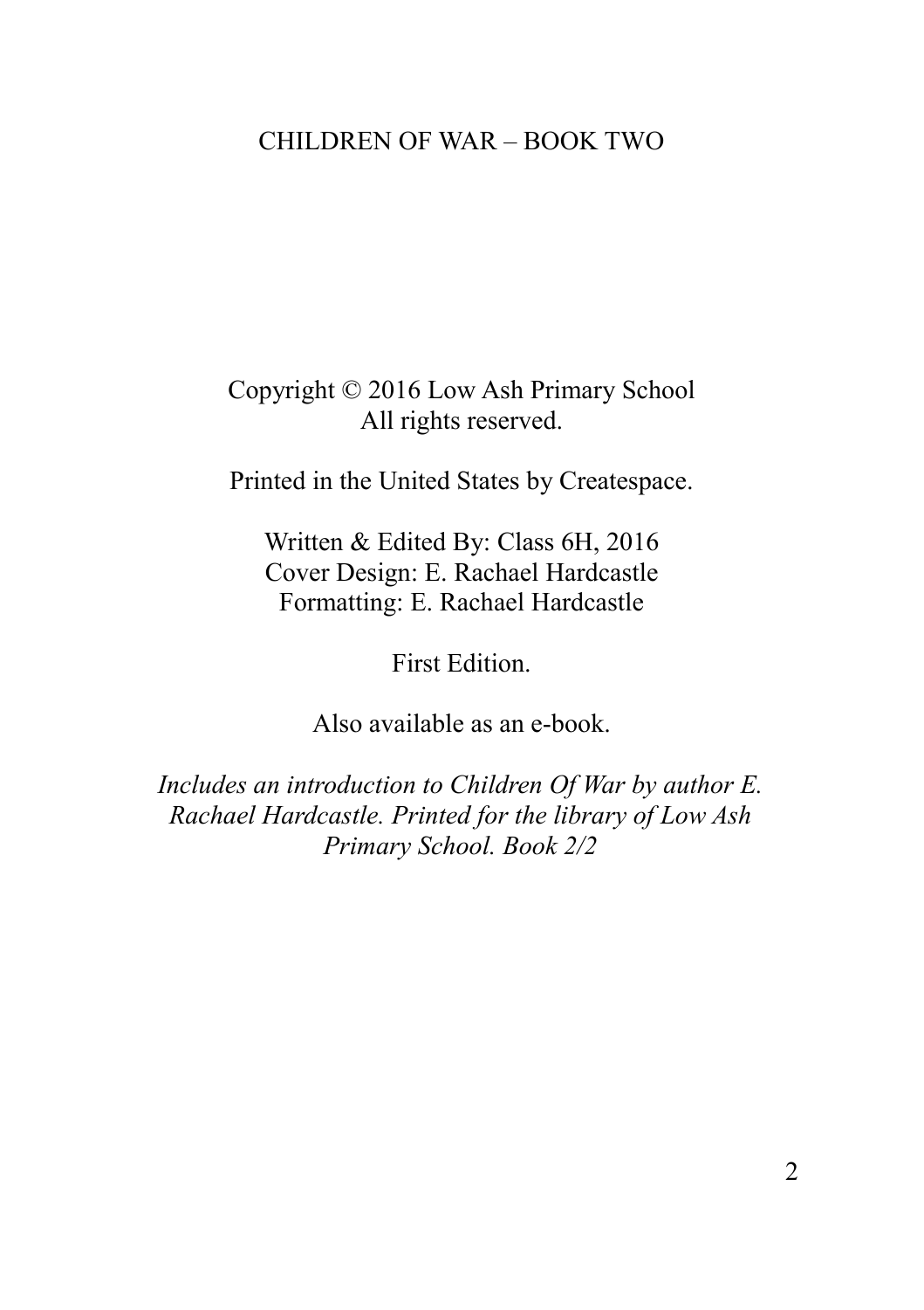CHILDREN OF WAR – BOOK TWO

Copyright © 2016 Low Ash Primary School
All rights reserved.

Printed in the United States by Createspace.

Written & Edited By: Class 6H, 2016
Cover Design: E. Rachael Hardcastle
Formatting: E. Rachael Hardcastle

First Edition.

Also available as an e-book.

*Includes an introduction to Children Of War by author E. Rachael Hardcastle. Printed for the library of Low Ash Primary School. Book 2/2*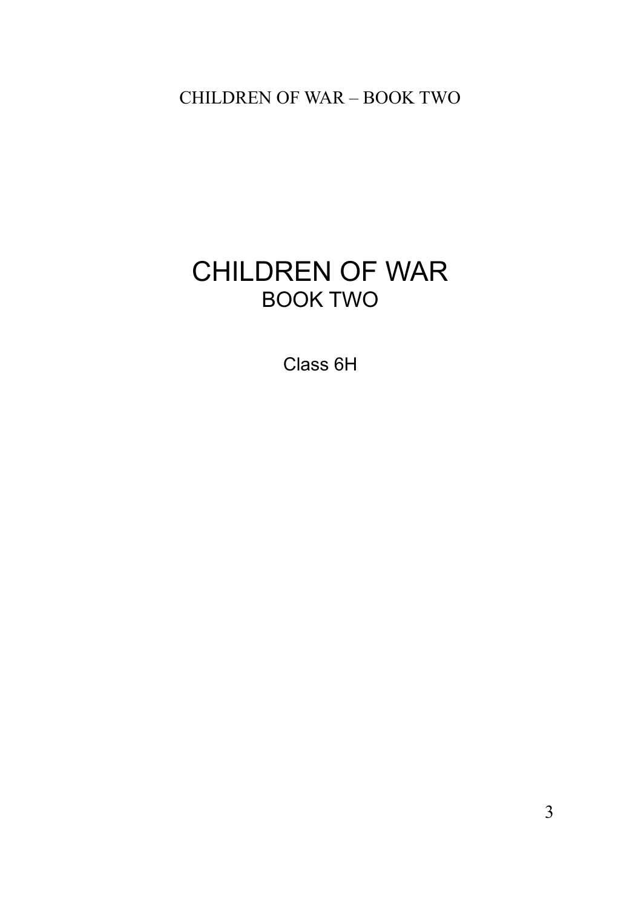# CHILDREN OF WAR

## BOOK TWO

Class 6H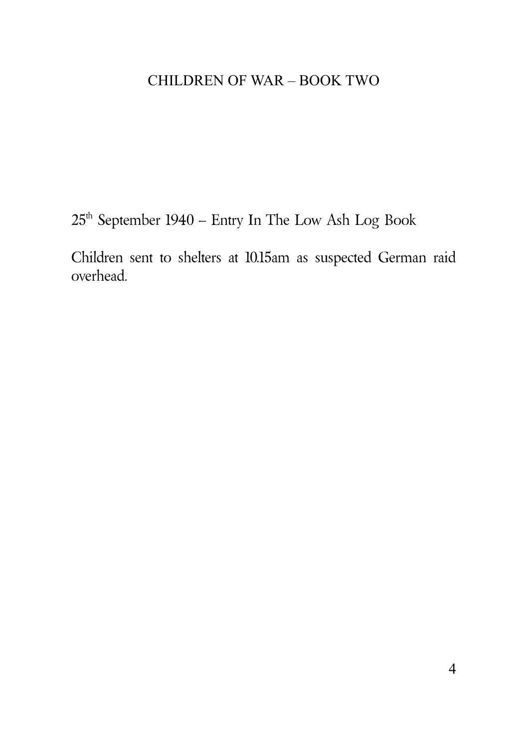25th September 1940 – Entry In The Low Ash Log Book

Children sent to shelters at 10.15am as suspected German raid overhead.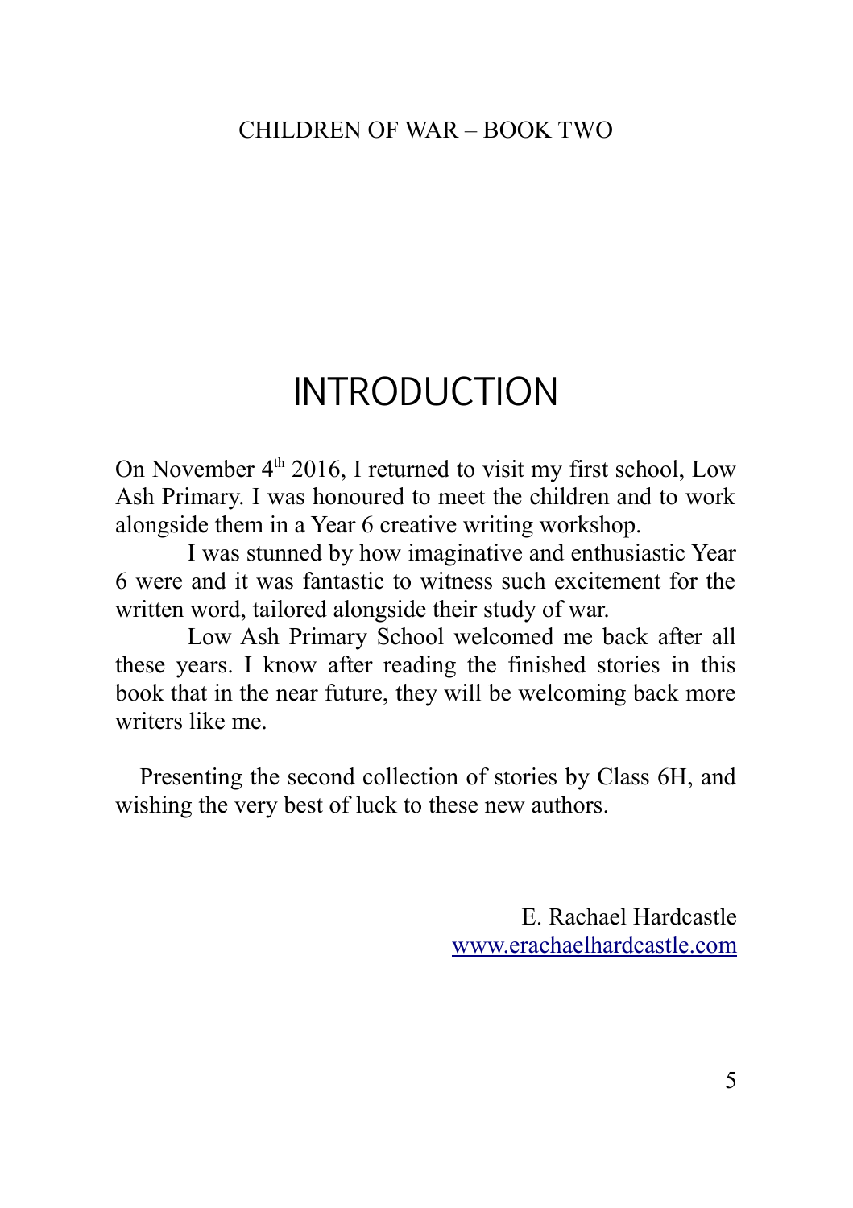# INTRODUCTION

On November 4th 2016, I returned to visit my first school, Low Ash Primary. I was honoured to meet the children and to work alongside them in a Year 6 creative writing workshop.

I was stunned by how imaginative and enthusiastic Year 6 were and it was fantastic to witness such excitement for the written word, tailored alongside their study of war.

Low Ash Primary School welcomed me back after all these years. I know after reading the finished stories in this book that in the near future, they will be welcoming back more writers like me.

Presenting the second collection of stories by Class 6H, and wishing the very best of luck to these new authors.

E. Rachael Hardcastle
www.erachaelhardcastle.com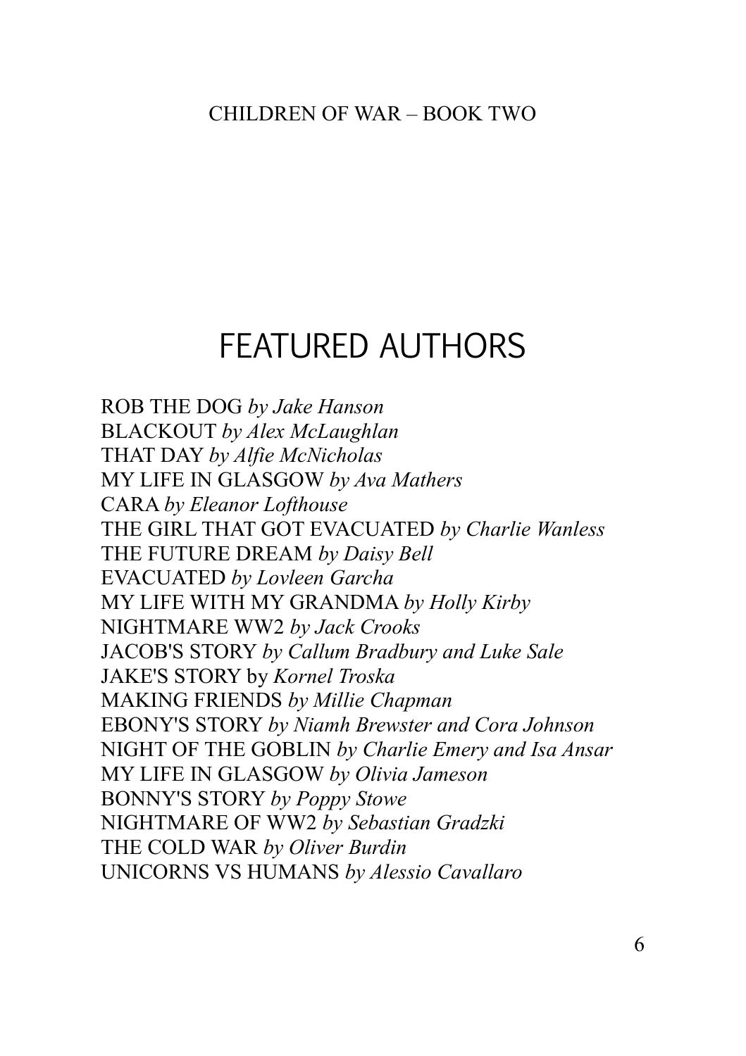# FEATURED AUTHORS

ROB THE DOG *by Jake Hanson*
BLACKOUT *by Alex McLaughlan*
THAT DAY *by Alfie McNicholas*
MY LIFE IN GLASGOW *by Ava Mathers*
CARA *by Eleanor Lofthouse*
THE GIRL THAT GOT EVACUATED *by Charlie Wanless*
THE FUTURE DREAM *by Daisy Bell*
EVACUATED *by Lovleen Garcha*
MY LIFE WITH MY GRANDMA *by Holly Kirby*
NIGHTMARE WW2 *by Jack Crooks*
JACOB'S STORY *by Callum Bradbury and Luke Sale*
JAKE'S STORY by *Kornel Troska*
MAKING FRIENDS *by Millie Chapman*
EBONY'S STORY *by Niamh Brewster and Cora Johnson*
NIGHT OF THE GOBLIN *by Charlie Emery and Isa Ansar*
MY LIFE IN GLASGOW *by Olivia Jameson*
BONNY'S STORY *by Poppy Stowe*
NIGHTMARE OF WW2 *by Sebastian Gradzki*
THE COLD WAR *by Oliver Burdin*
UNICORNS VS HUMANS *by Alessio Cavallaro*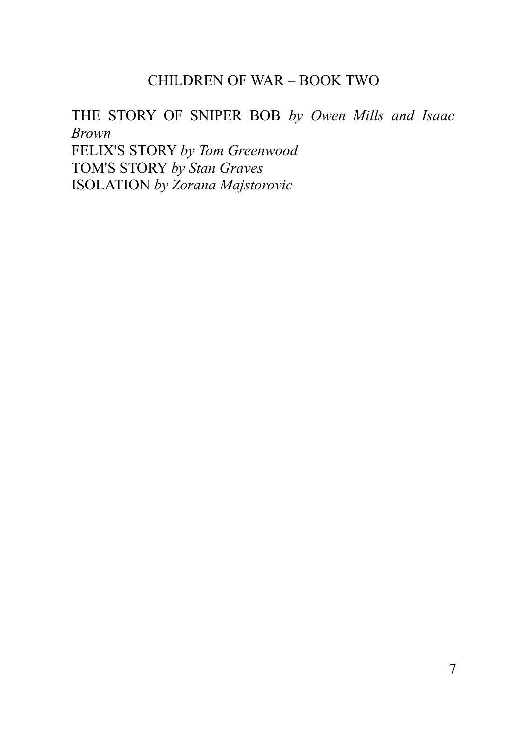## CHILDREN OF WAR – BOOK TWO

THE STORY OF SNIPER BOB *by Owen Mills and Isaac Brown*
FELIX'S STORY *by Tom Greenwood*
TOM'S STORY *by Stan Graves*
ISOLATION *by Zorana Majstorovic*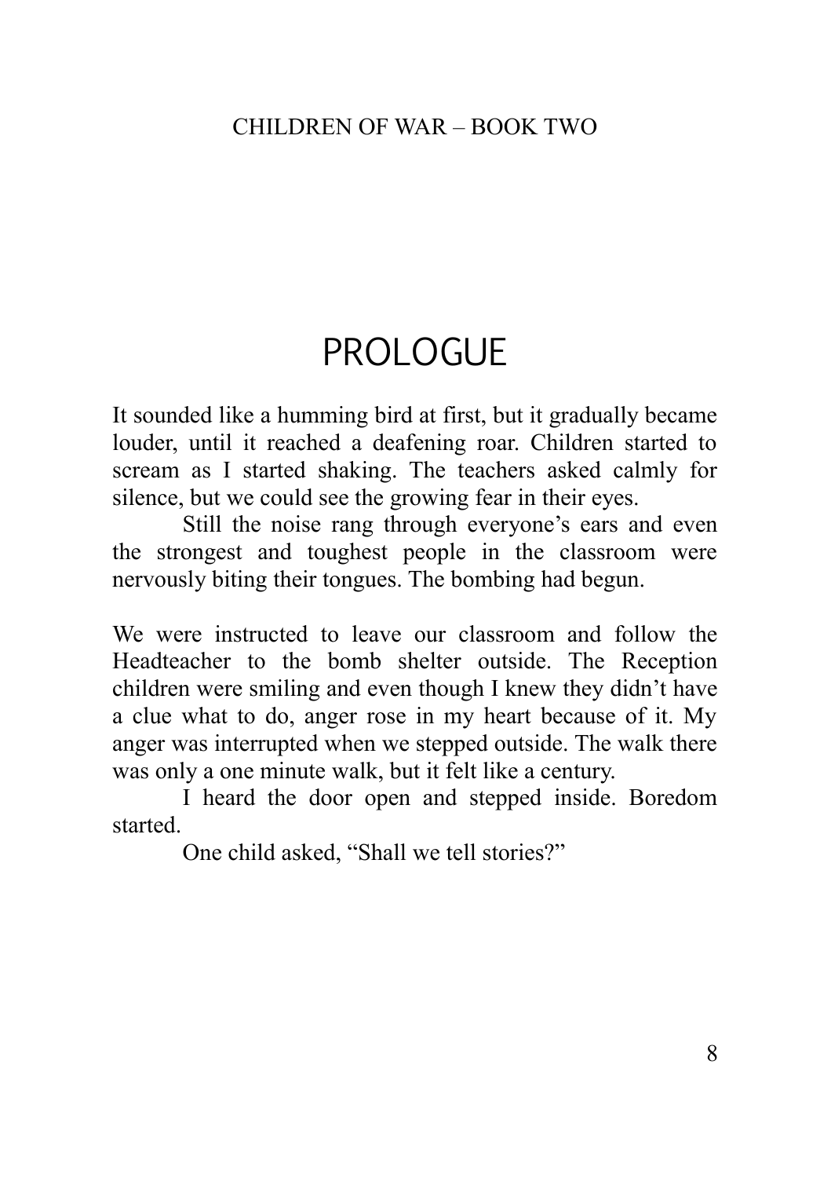# PROLOGUE

It sounded like a humming bird at first, but it gradually became louder, until it reached a deafening roar. Children started to scream as I started shaking. The teachers asked calmly for silence, but we could see the growing fear in their eyes.

Still the noise rang through everyone's ears and even the strongest and toughest people in the classroom were nervously biting their tongues. The bombing had begun.

We were instructed to leave our classroom and follow the Headteacher to the bomb shelter outside. The Reception children were smiling and even though I knew they didn't have a clue what to do, anger rose in my heart because of it. My anger was interrupted when we stepped outside. The walk there was only a one minute walk, but it felt like a century.

I heard the door open and stepped inside. Boredom started.

One child asked, "Shall we tell stories?"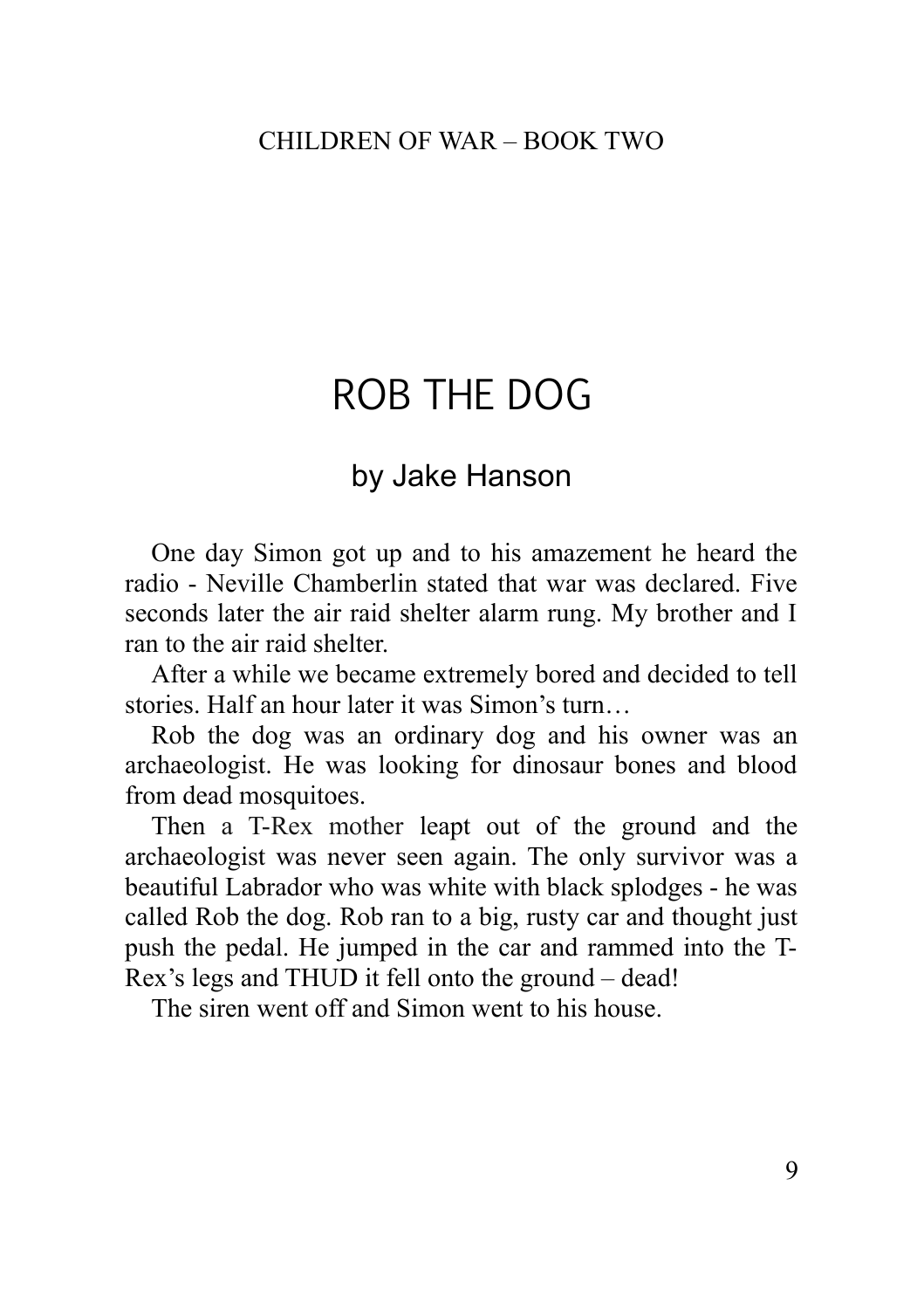# ROB THE DOG

## by Jake Hanson

One day Simon got up and to his amazement he heard the radio - Neville Chamberlin stated that war was declared. Five seconds later the air raid shelter alarm rung. My brother and I ran to the air raid shelter.

After a while we became extremely bored and decided to tell stories. Half an hour later it was Simon's turn…

Rob the dog was an ordinary dog and his owner was an archaeologist. He was looking for dinosaur bones and blood from dead mosquitoes.

Then a T-Rex mother leapt out of the ground and the archaeologist was never seen again. The only survivor was a beautiful Labrador who was white with black splodges - he was called Rob the dog. Rob ran to a big, rusty car and thought just push the pedal. He jumped in the car and rammed into the T-Rex's legs and THUD it fell onto the ground – dead!

The siren went off and Simon went to his house.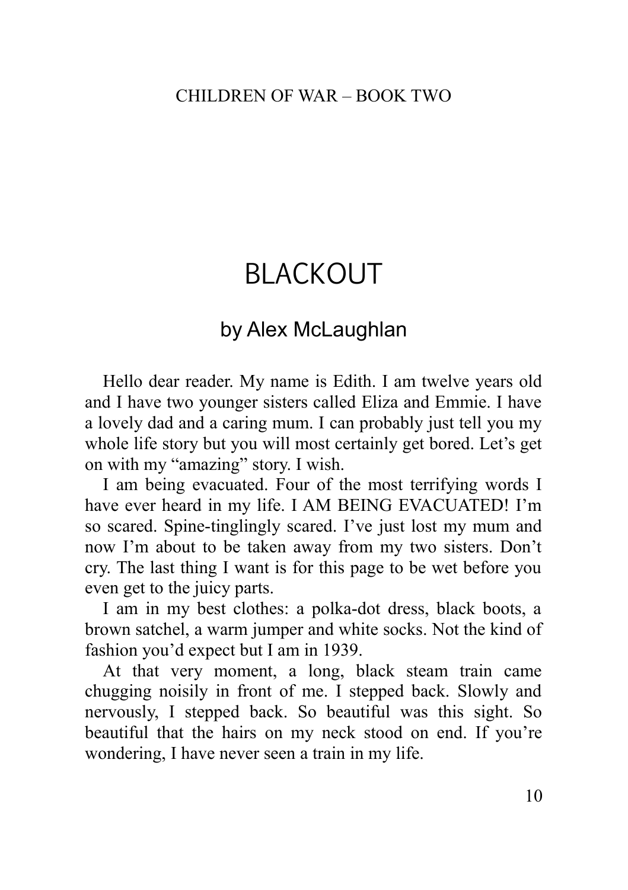# BLACKOUT

## by Alex McLaughlan

Hello dear reader. My name is Edith. I am twelve years old and I have two younger sisters called Eliza and Emmie. I have a lovely dad and a caring mum. I can probably just tell you my whole life story but you will most certainly get bored. Let's get on with my "amazing" story. I wish.

I am being evacuated. Four of the most terrifying words I have ever heard in my life. I AM BEING EVACUATED! I'm so scared. Spine-tinglingly scared. I've just lost my mum and now I'm about to be taken away from my two sisters. Don't cry. The last thing I want is for this page to be wet before you even get to the juicy parts.

I am in my best clothes: a polka-dot dress, black boots, a brown satchel, a warm jumper and white socks. Not the kind of fashion you'd expect but I am in 1939.

At that very moment, a long, black steam train came chugging noisily in front of me. I stepped back. Slowly and nervously, I stepped back. So beautiful was this sight. So beautiful that the hairs on my neck stood on end. If you're wondering, I have never seen a train in my life.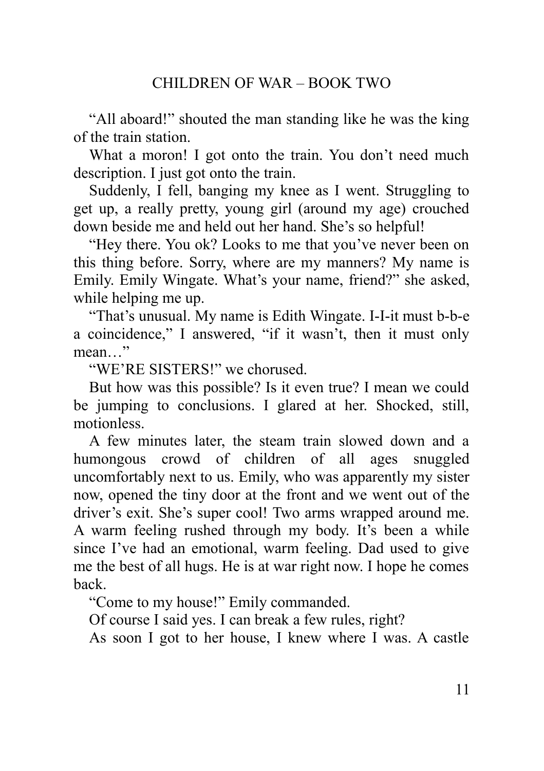"All aboard!" shouted the man standing like he was the king of the train station.

What a moron! I got onto the train. You don't need much description. I just got onto the train.

Suddenly, I fell, banging my knee as I went. Struggling to get up, a really pretty, young girl (around my age) crouched down beside me and held out her hand. She's so helpful!

"Hey there. You ok? Looks to me that you've never been on this thing before. Sorry, where are my manners? My name is Emily. Emily Wingate. What's your name, friend?" she asked, while helping me up.

"That's unusual. My name is Edith Wingate. I-I-it must b-b-e a coincidence," I answered, "if it wasn't, then it must only mean…"

"WE'RE SISTERS!" we chorused.

But how was this possible? Is it even true? I mean we could be jumping to conclusions. I glared at her. Shocked, still, motionless.

A few minutes later, the steam train slowed down and a humongous crowd of children of all ages snuggled uncomfortably next to us. Emily, who was apparently my sister now, opened the tiny door at the front and we went out of the driver's exit. She's super cool! Two arms wrapped around me. A warm feeling rushed through my body. It's been a while since I've had an emotional, warm feeling. Dad used to give me the best of all hugs. He is at war right now. I hope he comes back.

"Come to my house!" Emily commanded.

Of course I said yes. I can break a few rules, right?

As soon I got to her house, I knew where I was. A castle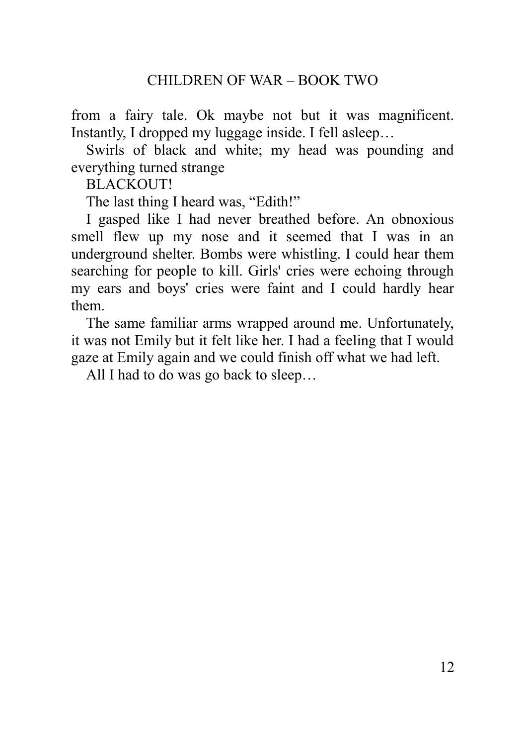from a fairy tale. Ok maybe not but it was magnificent. Instantly, I dropped my luggage inside. I fell asleep…

Swirls of black and white; my head was pounding and everything turned strange

BLACKOUT!

The last thing I heard was, “Edith!”

I gasped like I had never breathed before. An obnoxious smell flew up my nose and it seemed that I was in an underground shelter. Bombs were whistling. I could hear them searching for people to kill. Girls' cries were echoing through my ears and boys' cries were faint and I could hardly hear them.

The same familiar arms wrapped around me. Unfortunately, it was not Emily but it felt like her. I had a feeling that I would gaze at Emily again and we could finish off what we had left.

All I had to do was go back to sleep…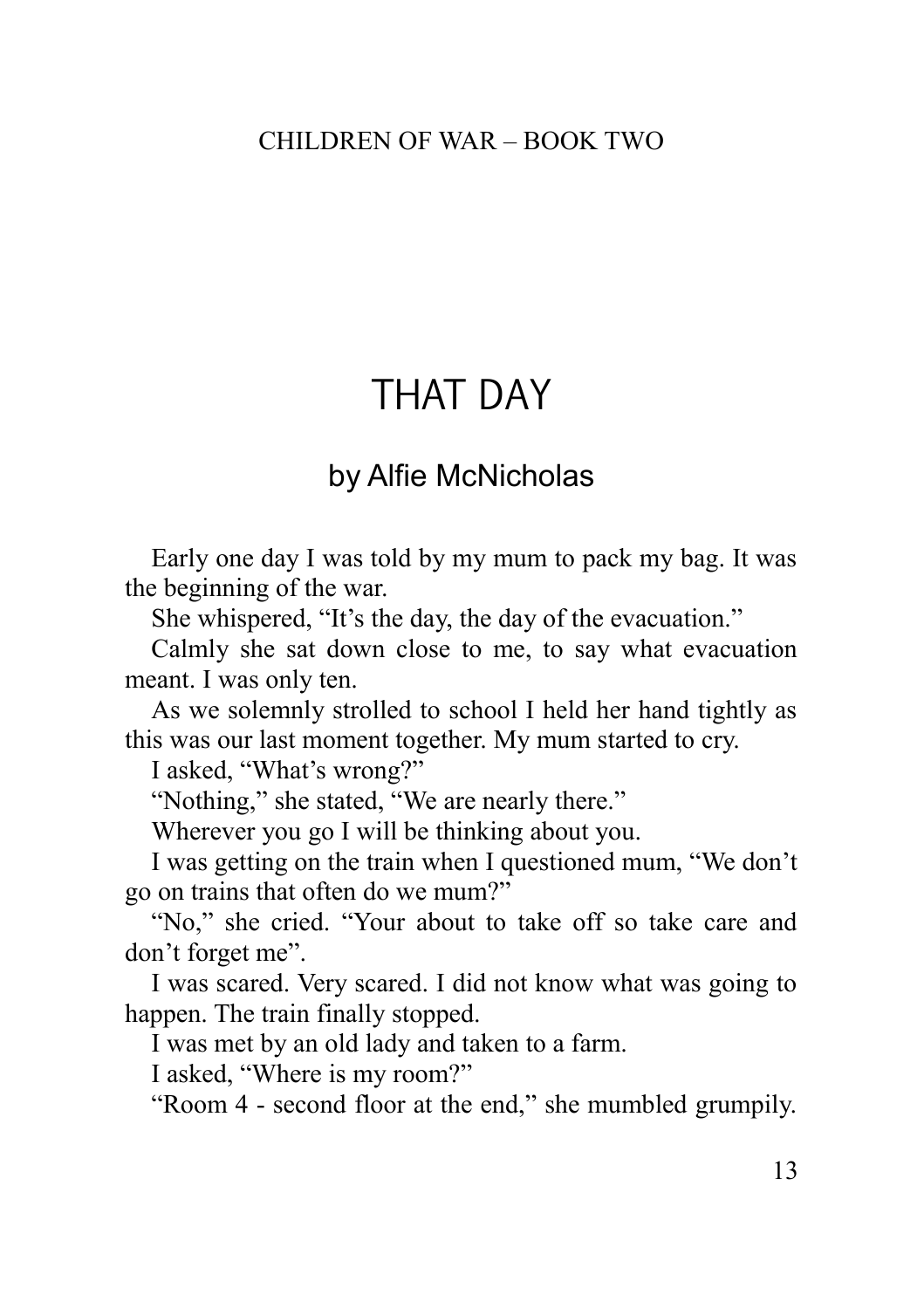# THAT DAY

## by Alfie McNicholas

Early one day I was told by my mum to pack my bag. It was the beginning of the war.

She whispered, "It's the day, the day of the evacuation."

Calmly she sat down close to me, to say what evacuation meant. I was only ten.

As we solemnly strolled to school I held her hand tightly as this was our last moment together. My mum started to cry.

I asked, "What's wrong?"

"Nothing," she stated, "We are nearly there."

Wherever you go I will be thinking about you.

I was getting on the train when I questioned mum, "We don't go on trains that often do we mum?"

"No," she cried. "Your about to take off so take care and don't forget me".

I was scared. Very scared. I did not know what was going to happen. The train finally stopped.

I was met by an old lady and taken to a farm.

I asked, "Where is my room?"

"Room 4 - second floor at the end," she mumbled grumpily.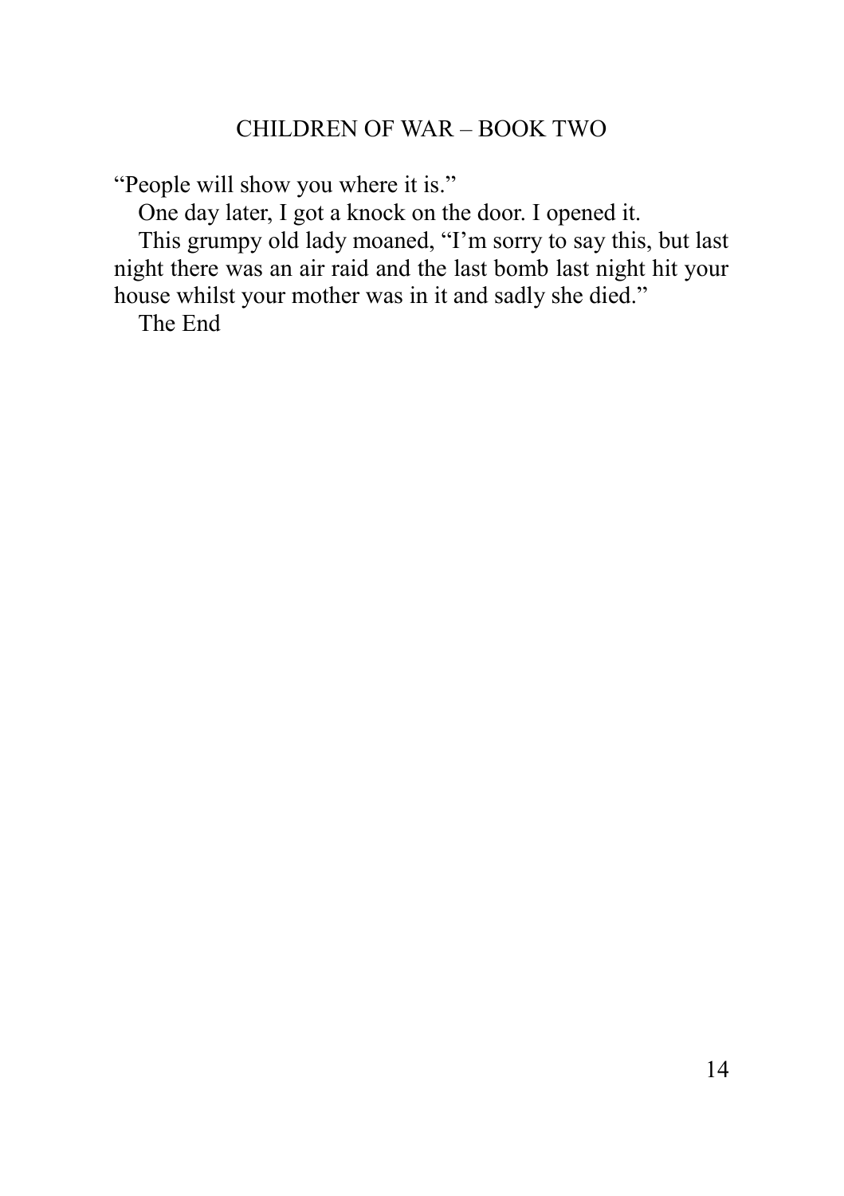"People will show you where it is."

One day later, I got a knock on the door. I opened it.

This grumpy old lady moaned, "I'm sorry to say this, but last night there was an air raid and the last bomb last night hit your house whilst your mother was in it and sadly she died."

The End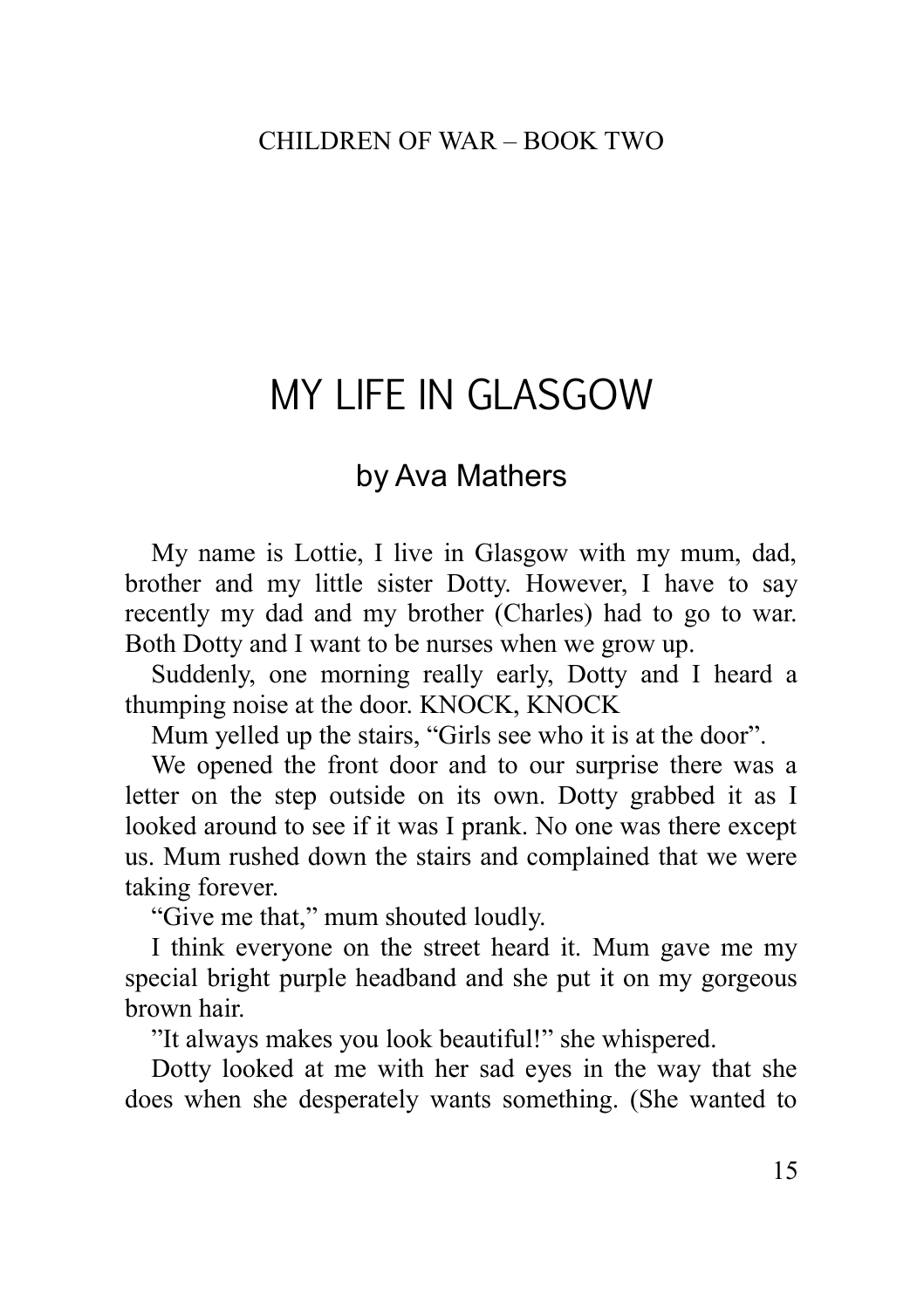# MY LIFE IN GLASGOW

## by Ava Mathers

My name is Lottie, I live in Glasgow with my mum, dad, brother and my little sister Dotty. However, I have to say recently my dad and my brother (Charles) had to go to war. Both Dotty and I want to be nurses when we grow up.

Suddenly, one morning really early, Dotty and I heard a thumping noise at the door. KNOCK, KNOCK

Mum yelled up the stairs, "Girls see who it is at the door".

We opened the front door and to our surprise there was a letter on the step outside on its own. Dotty grabbed it as I looked around to see if it was I prank. No one was there except us. Mum rushed down the stairs and complained that we were taking forever.

"Give me that," mum shouted loudly.

I think everyone on the street heard it. Mum gave me my special bright purple headband and she put it on my gorgeous brown hair.

"It always makes you look beautiful!" she whispered.

Dotty looked at me with her sad eyes in the way that she does when she desperately wants something. (She wanted to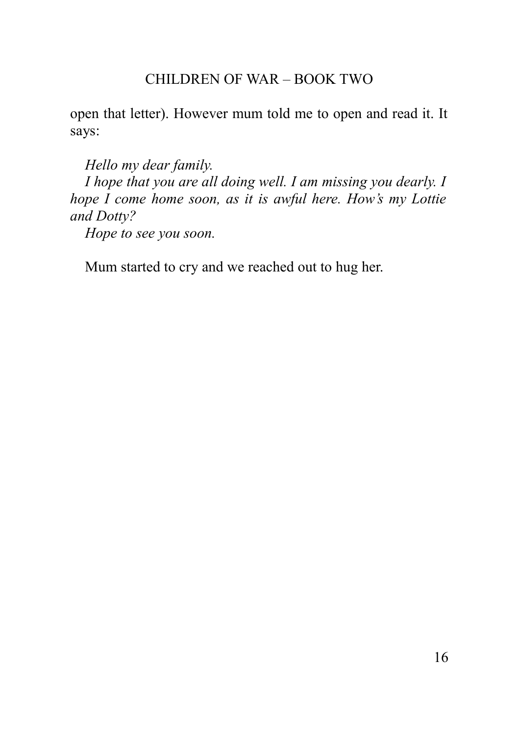open that letter). However mum told me to open and read it. It says:

*Hello my dear family.*

*I hope that you are all doing well. I am missing you dearly. I hope I come home soon, as it is awful here. How's my Lottie and Dotty?*

*Hope to see you soon.*

Mum started to cry and we reached out to hug her.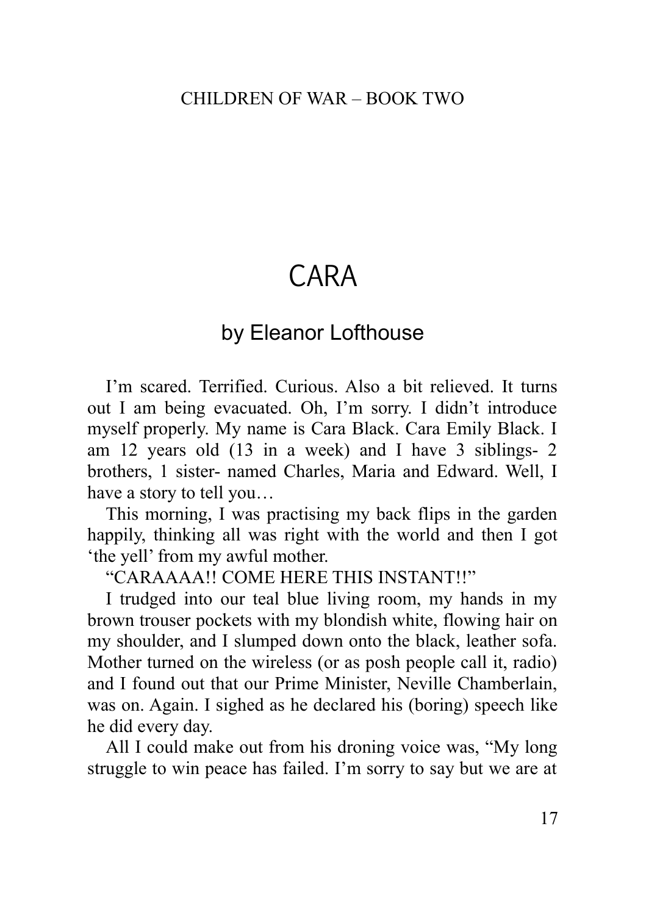# CARA

## by Eleanor Lofthouse

I'm scared. Terrified. Curious. Also a bit relieved. It turns out I am being evacuated. Oh, I'm sorry. I didn't introduce myself properly. My name is Cara Black. Cara Emily Black. I am 12 years old (13 in a week) and I have 3 siblings- 2 brothers, 1 sister- named Charles, Maria and Edward. Well, I have a story to tell you…

This morning, I was practising my back flips in the garden happily, thinking all was right with the world and then I got 'the yell' from my awful mother.

"CARAAAA!! COME HERE THIS INSTANT!!"

I trudged into our teal blue living room, my hands in my brown trouser pockets with my blondish white, flowing hair on my shoulder, and I slumped down onto the black, leather sofa. Mother turned on the wireless (or as posh people call it, radio) and I found out that our Prime Minister, Neville Chamberlain, was on. Again. I sighed as he declared his (boring) speech like he did every day.

All I could make out from his droning voice was, "My long struggle to win peace has failed. I'm sorry to say but we are at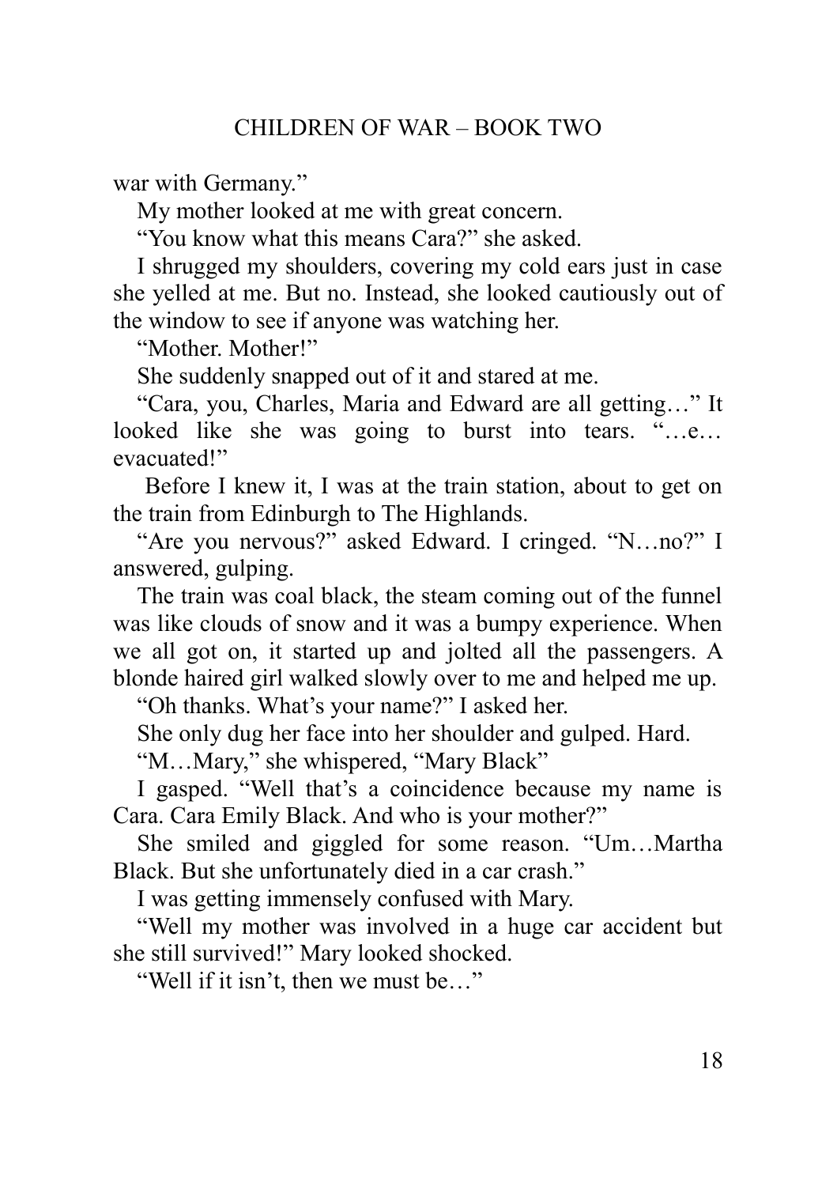war with Germany."

My mother looked at me with great concern.

"You know what this means Cara?" she asked.

I shrugged my shoulders, covering my cold ears just in case she yelled at me. But no. Instead, she looked cautiously out of the window to see if anyone was watching her.

"Mother. Mother!"

She suddenly snapped out of it and stared at me.

"Cara, you, Charles, Maria and Edward are all getting…" It looked like she was going to burst into tears. "…e… evacuated!"

Before I knew it, I was at the train station, about to get on the train from Edinburgh to The Highlands.

"Are you nervous?" asked Edward. I cringed. "N…no?" I answered, gulping.

The train was coal black, the steam coming out of the funnel was like clouds of snow and it was a bumpy experience. When we all got on, it started up and jolted all the passengers. A blonde haired girl walked slowly over to me and helped me up.

"Oh thanks. What's your name?" I asked her.

She only dug her face into her shoulder and gulped. Hard.

"M…Mary," she whispered, "Mary Black"

I gasped. "Well that's a coincidence because my name is Cara. Cara Emily Black. And who is your mother?"

She smiled and giggled for some reason. "Um…Martha Black. But she unfortunately died in a car crash."

I was getting immensely confused with Mary.

"Well my mother was involved in a huge car accident but she still survived!" Mary looked shocked.

"Well if it isn't, then we must be…"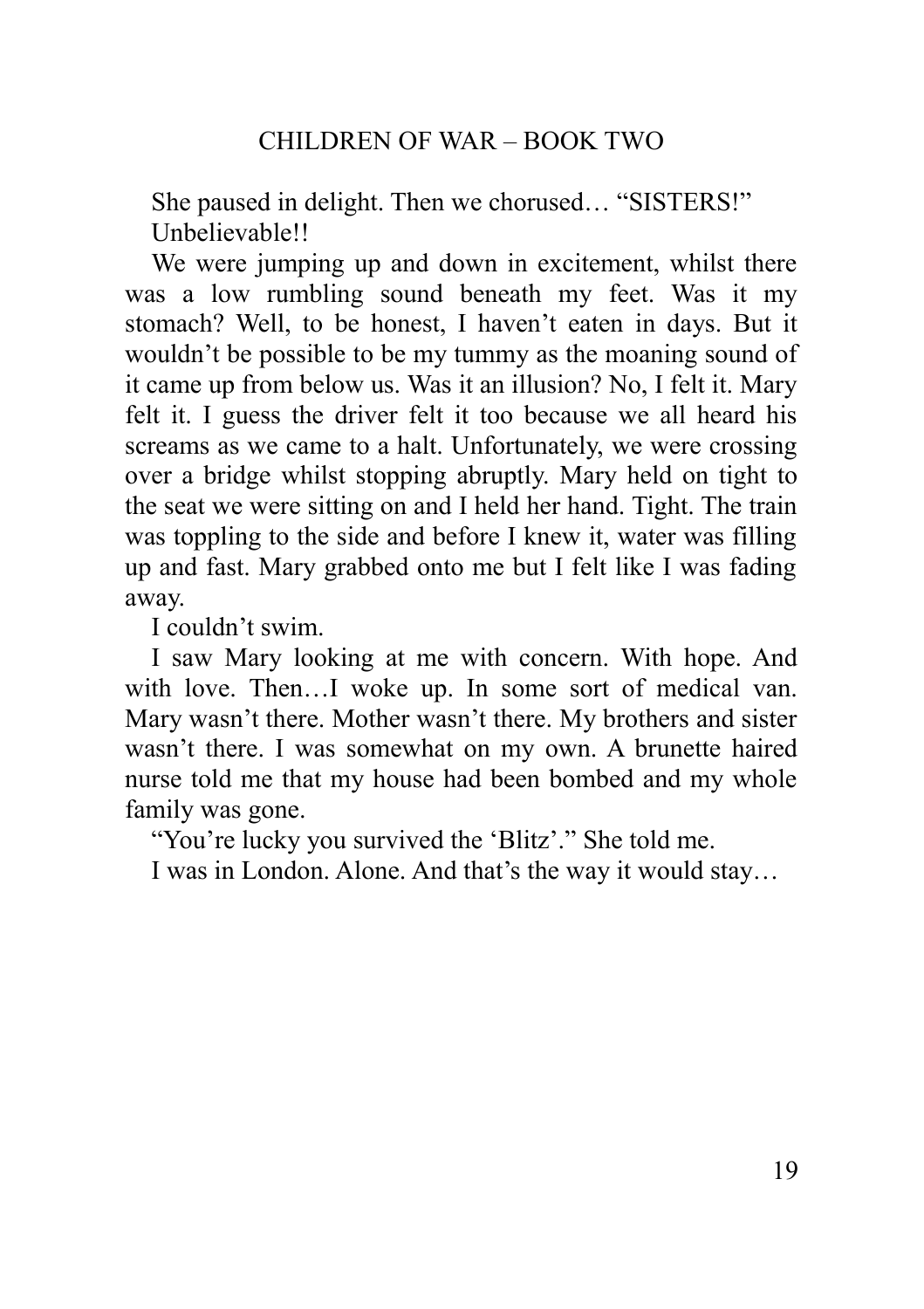She paused in delight. Then we chorused… "SISTERS!"

Unbelievable!!

We were jumping up and down in excitement, whilst there was a low rumbling sound beneath my feet. Was it my stomach? Well, to be honest, I haven't eaten in days. But it wouldn't be possible to be my tummy as the moaning sound of it came up from below us. Was it an illusion? No, I felt it. Mary felt it. I guess the driver felt it too because we all heard his screams as we came to a halt. Unfortunately, we were crossing over a bridge whilst stopping abruptly. Mary held on tight to the seat we were sitting on and I held her hand. Tight. The train was toppling to the side and before I knew it, water was filling up and fast. Mary grabbed onto me but I felt like I was fading away.

I couldn't swim.

I saw Mary looking at me with concern. With hope. And with love. Then…I woke up. In some sort of medical van. Mary wasn't there. Mother wasn't there. My brothers and sister wasn't there. I was somewhat on my own. A brunette haired nurse told me that my house had been bombed and my whole family was gone.

"You're lucky you survived the 'Blitz'." She told me.

I was in London. Alone. And that's the way it would stay…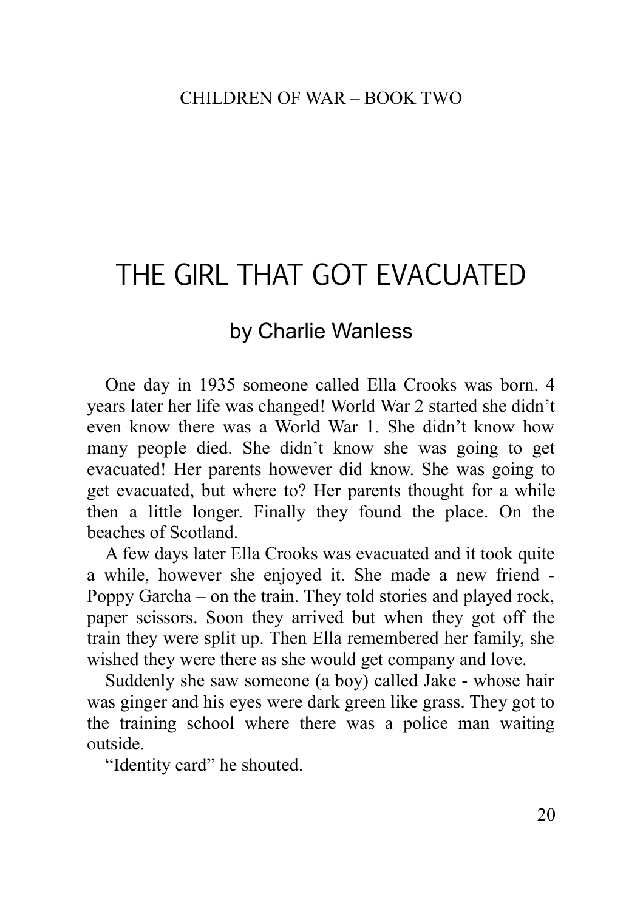#### THE GIRL THAT GOT EVACUATED

### by Charlie Wanless

One day in 1935 someone called Ella Crooks was born. 4 years later her life was changed! World War 2 started she didn't even know there was a World War 1. She didn't know how many people died. She didn't know she was going to get evacuated! Her parents however did know. She was going to get evacuated, but where to? Her parents thought for a while then a little longer. Finally they found the place. On the beaches of Scotland.

A few days later Ella Crooks was evacuated and it took quite a while, however she enjoyed it. She made a new friend - Poppy Garcha – on the train. They told stories and played rock, paper scissors. Soon they arrived but when they got off the train they were split up. Then Ella remembered her family, she wished they were there as she would get company and love.

Suddenly she saw someone (a boy) called Jake - whose hair was ginger and his eyes were dark green like grass. They got to the training school where there was a police man waiting outside.

"Identity card" he shouted.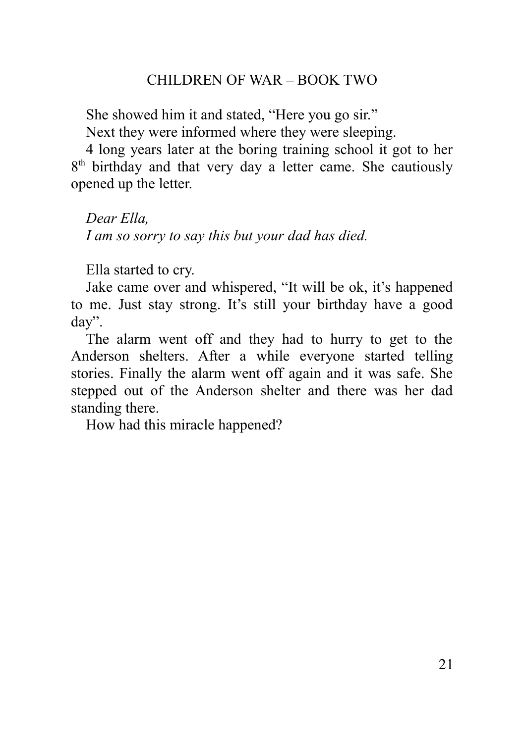She showed him it and stated, "Here you go sir."

Next they were informed where they were sleeping.

4 long years later at the boring training school it got to her 8th birthday and that very day a letter came. She cautiously opened up the letter.

*Dear Ella,*
*I am so sorry to say this but your dad has died.*

Ella started to cry.

Jake came over and whispered, "It will be ok, it's happened to me. Just stay strong. It's still your birthday have a good day".

The alarm went off and they had to hurry to get to the Anderson shelters. After a while everyone started telling stories. Finally the alarm went off again and it was safe. She stepped out of the Anderson shelter and there was her dad standing there.

How had this miracle happened?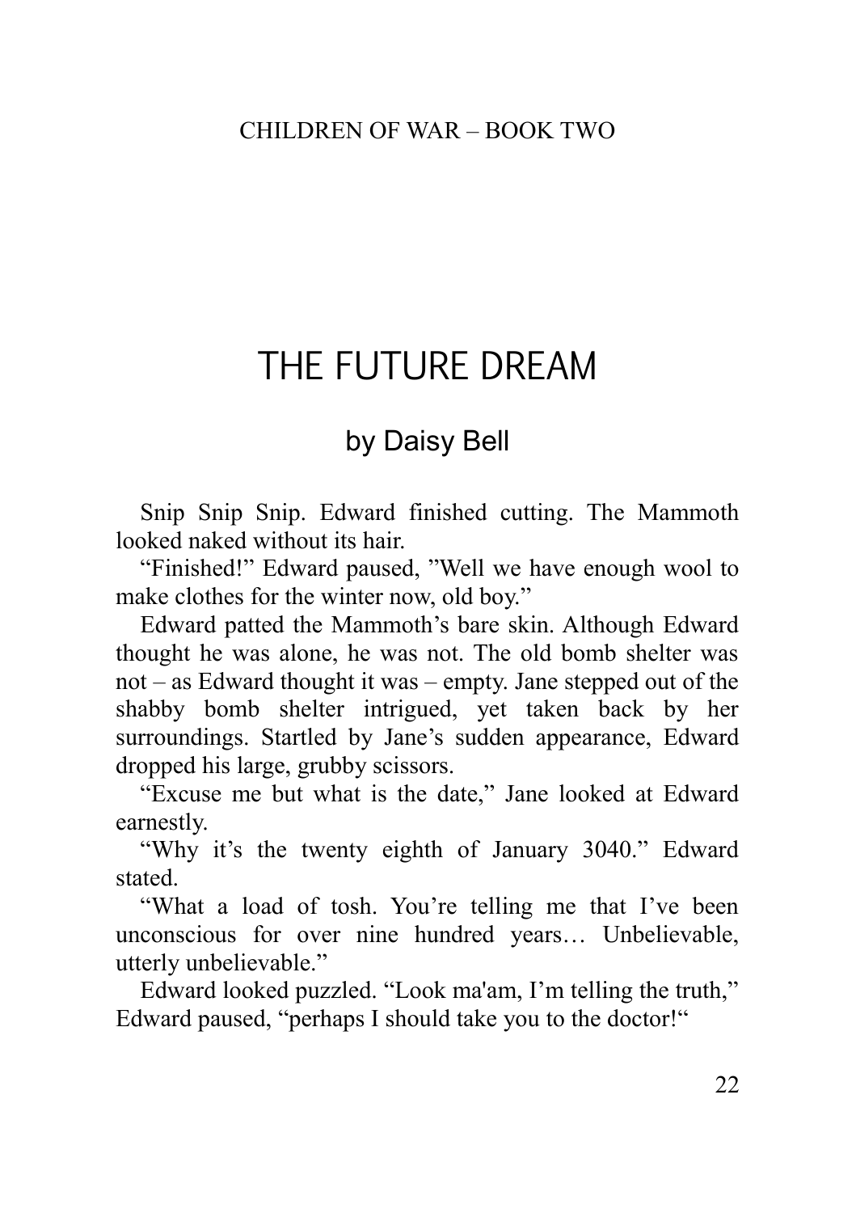# THE FUTURE DREAM

## by Daisy Bell

Snip Snip Snip. Edward finished cutting. The Mammoth looked naked without its hair.

“Finished!” Edward paused, ”Well we have enough wool to make clothes for the winter now, old boy.”

Edward patted the Mammoth’s bare skin. Although Edward thought he was alone, he was not. The old bomb shelter was not – as Edward thought it was – empty. Jane stepped out of the shabby bomb shelter intrigued, yet taken back by her surroundings. Startled by Jane’s sudden appearance, Edward dropped his large, grubby scissors.

“Excuse me but what is the date,” Jane looked at Edward earnestly.

“Why it’s the twenty eighth of January 3040.” Edward stated.

“What a load of tosh. You’re telling me that I’ve been unconscious for over nine hundred years… Unbelievable, utterly unbelievable.”

Edward looked puzzled. “Look ma'am, I’m telling the truth,” Edward paused, “perhaps I should take you to the doctor!“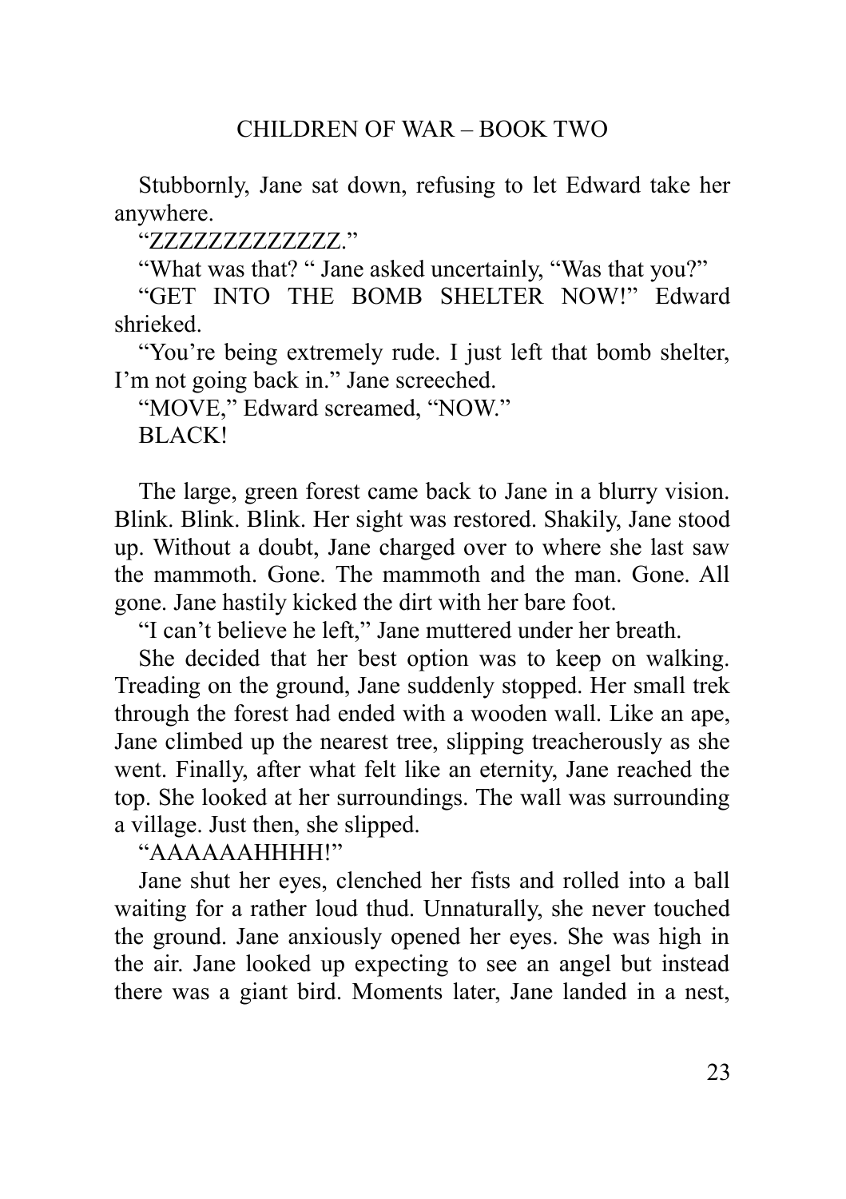Stubbornly, Jane sat down, refusing to let Edward take her anywhere.

"ZZZZZZZZZZZZZ."

"What was that? " Jane asked uncertainly, "Was that you?"

"GET INTO THE BOMB SHELTER NOW!" Edward shrieked.

"You're being extremely rude. I just left that bomb shelter, I'm not going back in." Jane screeched.

"MOVE," Edward screamed, "NOW."

BLACK!

The large, green forest came back to Jane in a blurry vision. Blink. Blink. Blink. Her sight was restored. Shakily, Jane stood up. Without a doubt, Jane charged over to where she last saw the mammoth. Gone. The mammoth and the man. Gone. All gone. Jane hastily kicked the dirt with her bare foot.

"I can't believe he left," Jane muttered under her breath.

She decided that her best option was to keep on walking. Treading on the ground, Jane suddenly stopped. Her small trek through the forest had ended with a wooden wall. Like an ape, Jane climbed up the nearest tree, slipping treacherously as she went. Finally, after what felt like an eternity, Jane reached the top. She looked at her surroundings. The wall was surrounding a village. Just then, she slipped.

"AAAAAAHHHH!"

Jane shut her eyes, clenched her fists and rolled into a ball waiting for a rather loud thud. Unnaturally, she never touched the ground. Jane anxiously opened her eyes. She was high in the air. Jane looked up expecting to see an angel but instead there was a giant bird. Moments later, Jane landed in a nest,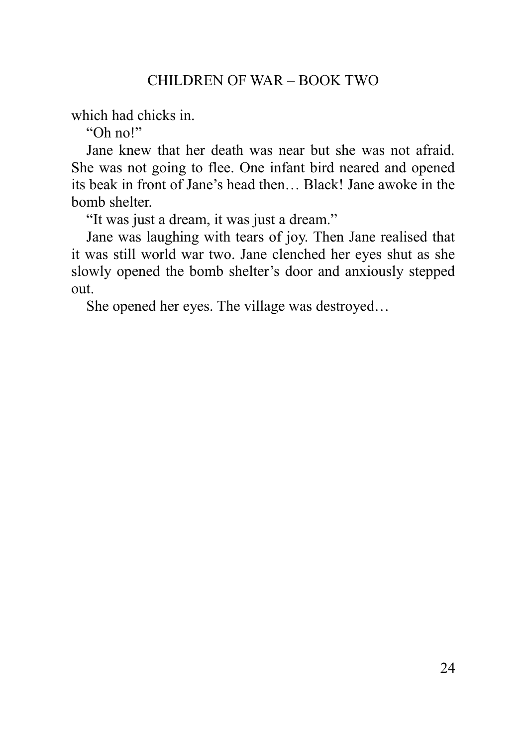which had chicks in.

"Oh no!"

Jane knew that her death was near but she was not afraid. She was not going to flee. One infant bird neared and opened its beak in front of Jane's head then… Black! Jane awoke in the bomb shelter.

"It was just a dream, it was just a dream."

Jane was laughing with tears of joy. Then Jane realised that it was still world war two. Jane clenched her eyes shut as she slowly opened the bomb shelter's door and anxiously stepped out.

She opened her eyes. The village was destroyed…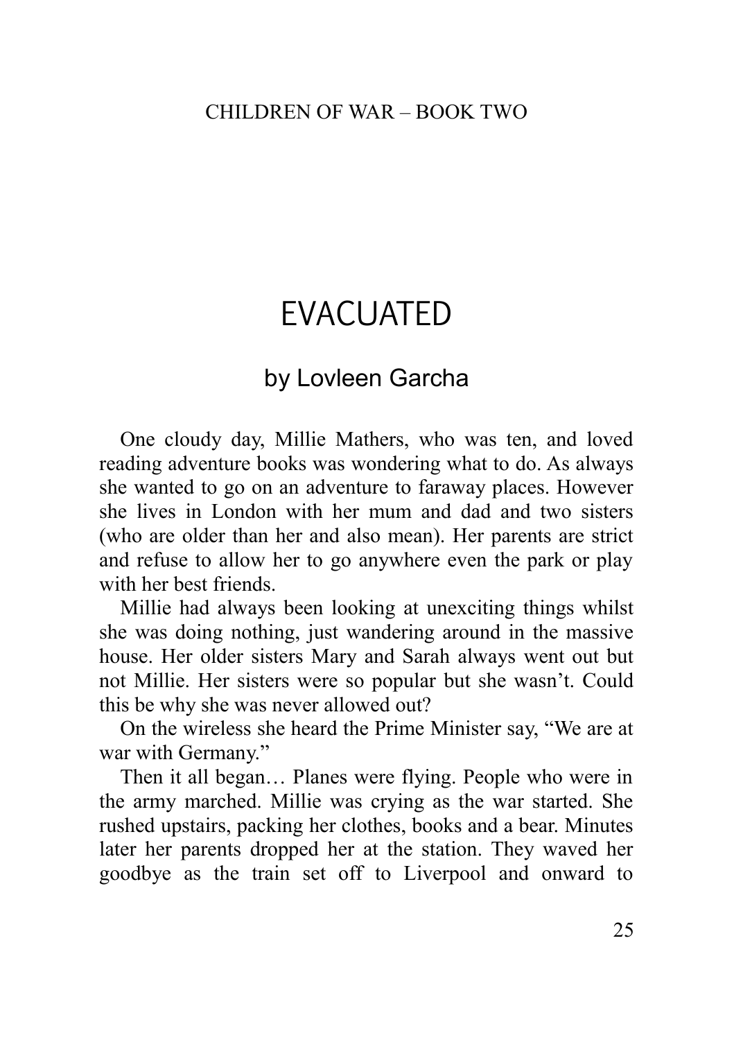# EVACUATED

## by Lovleen Garcha

One cloudy day, Millie Mathers, who was ten, and loved reading adventure books was wondering what to do. As always she wanted to go on an adventure to faraway places. However she lives in London with her mum and dad and two sisters (who are older than her and also mean). Her parents are strict and refuse to allow her to go anywhere even the park or play with her best friends.

Millie had always been looking at unexciting things whilst she was doing nothing, just wandering around in the massive house. Her older sisters Mary and Sarah always went out but not Millie. Her sisters were so popular but she wasn't. Could this be why she was never allowed out?

On the wireless she heard the Prime Minister say, "We are at war with Germany."

Then it all began… Planes were flying. People who were in the army marched. Millie was crying as the war started. She rushed upstairs, packing her clothes, books and a bear. Minutes later her parents dropped her at the station. They waved her goodbye as the train set off to Liverpool and onward to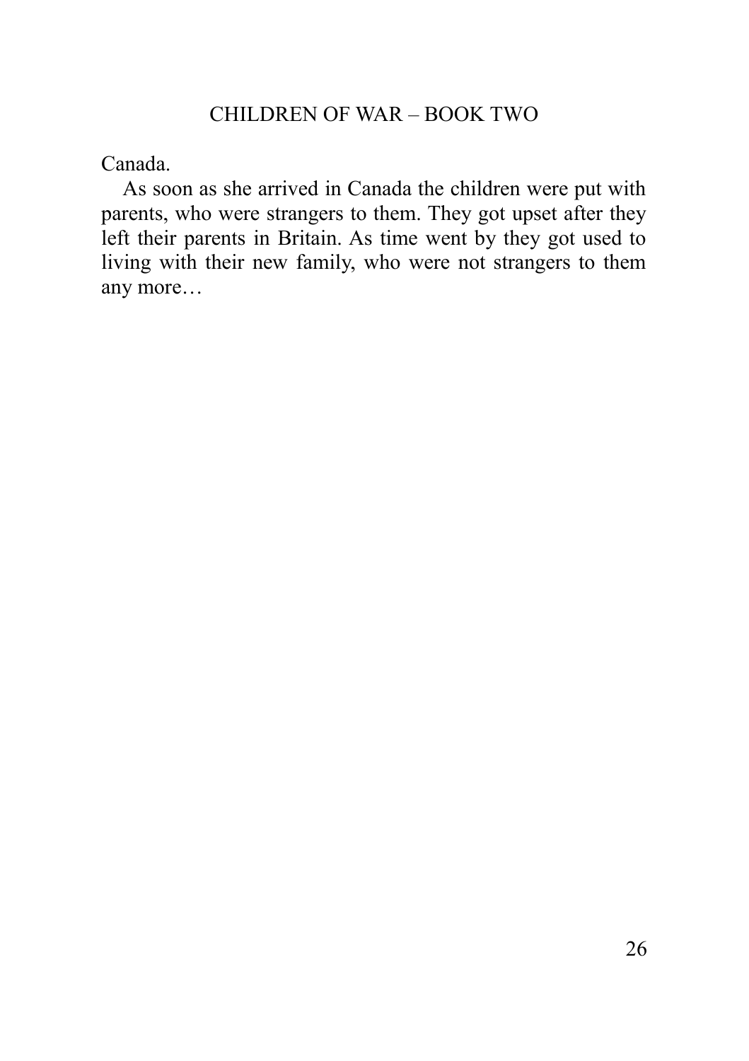Canada.

As soon as she arrived in Canada the children were put with parents, who were strangers to them. They got upset after they left their parents in Britain. As time went by they got used to living with their new family, who were not strangers to them any more…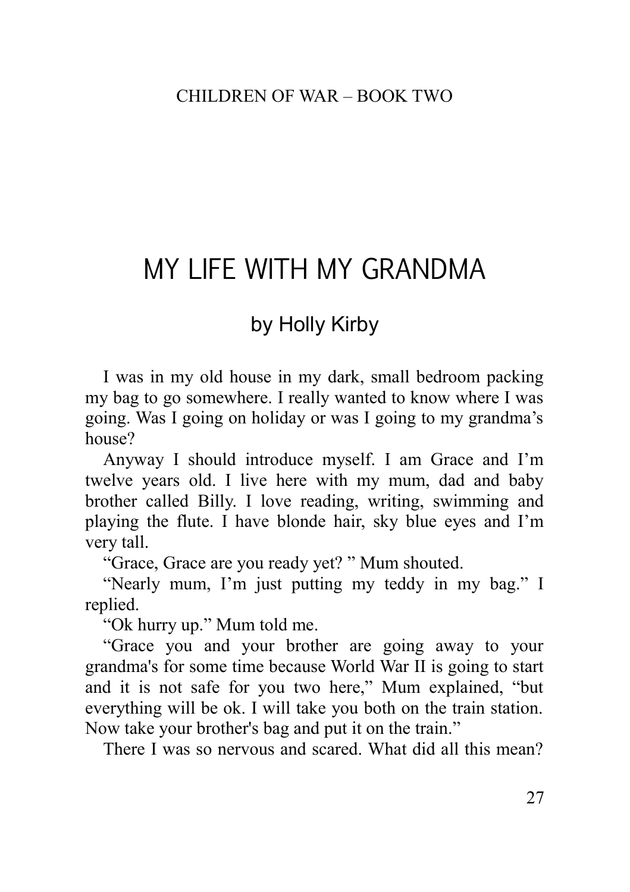# MY LIFE WITH MY GRANDMA

## by Holly Kirby

I was in my old house in my dark, small bedroom packing my bag to go somewhere. I really wanted to know where I was going. Was I going on holiday or was I going to my grandma's house?

Anyway I should introduce myself. I am Grace and I'm twelve years old. I live here with my mum, dad and baby brother called Billy. I love reading, writing, swimming and playing the flute. I have blonde hair, sky blue eyes and I'm very tall.

"Grace, Grace are you ready yet? " Mum shouted.

"Nearly mum, I'm just putting my teddy in my bag." I replied.

"Ok hurry up." Mum told me.

"Grace you and your brother are going away to your grandma's for some time because World War II is going to start and it is not safe for you two here," Mum explained, "but everything will be ok. I will take you both on the train station. Now take your brother's bag and put it on the train."

There I was so nervous and scared. What did all this mean?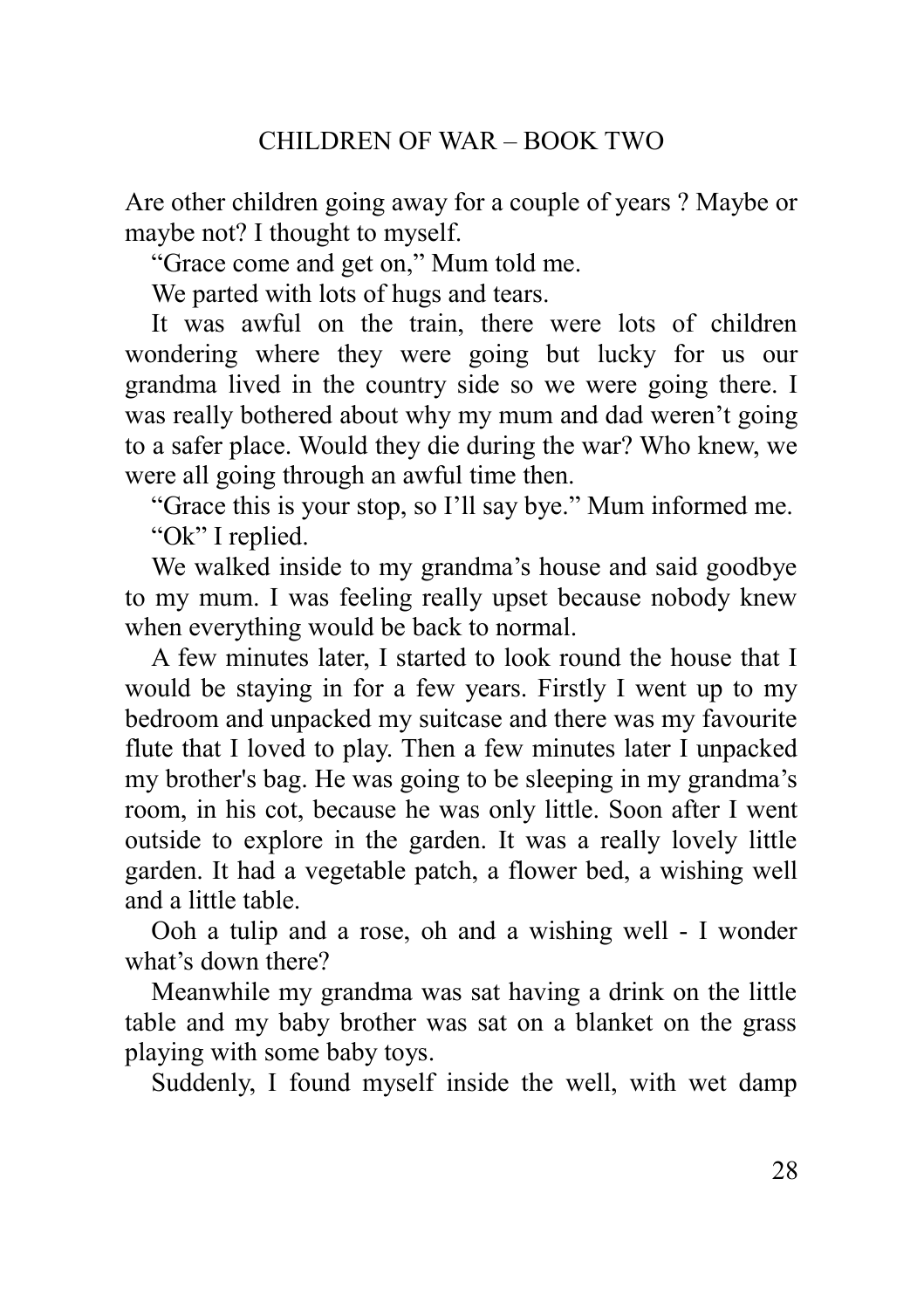Are other children going away for a couple of years ? Maybe or maybe not? I thought to myself.

"Grace come and get on," Mum told me.

We parted with lots of hugs and tears.

It was awful on the train, there were lots of children wondering where they were going but lucky for us our grandma lived in the country side so we were going there. I was really bothered about why my mum and dad weren't going to a safer place. Would they die during the war? Who knew, we were all going through an awful time then.

"Grace this is your stop, so I'll say bye." Mum informed me.

"Ok" I replied.

We walked inside to my grandma's house and said goodbye to my mum. I was feeling really upset because nobody knew when everything would be back to normal.

A few minutes later, I started to look round the house that I would be staying in for a few years. Firstly I went up to my bedroom and unpacked my suitcase and there was my favourite flute that I loved to play. Then a few minutes later I unpacked my brother's bag. He was going to be sleeping in my grandma's room, in his cot, because he was only little. Soon after I went outside to explore in the garden. It was a really lovely little garden. It had a vegetable patch, a flower bed, a wishing well and a little table.

Ooh a tulip and a rose, oh and a wishing well - I wonder what's down there?

Meanwhile my grandma was sat having a drink on the little table and my baby brother was sat on a blanket on the grass playing with some baby toys.

Suddenly, I found myself inside the well, with wet damp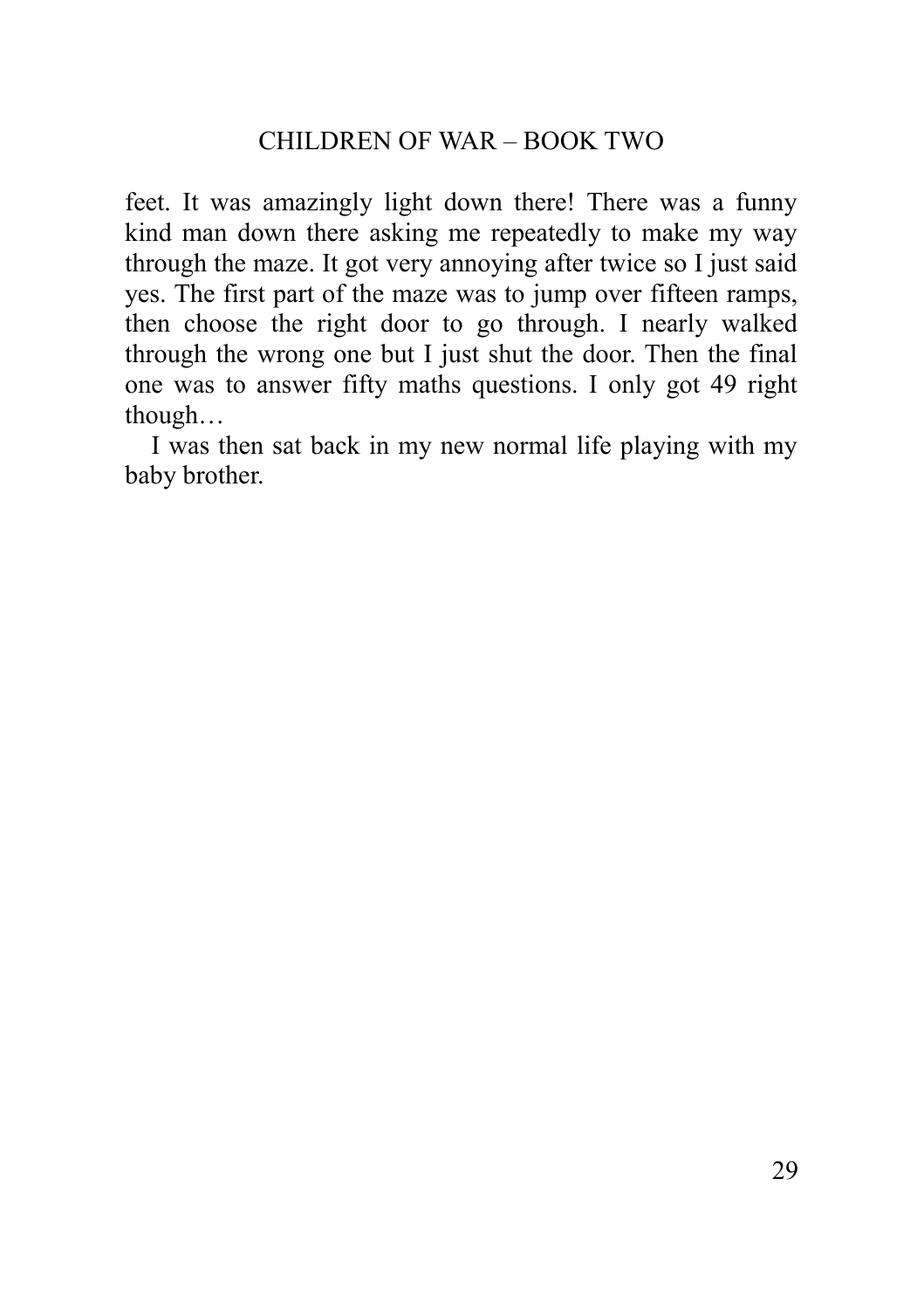feet. It was amazingly light down there! There was a funny kind man down there asking me repeatedly to make my way through the maze. It got very annoying after twice so I just said yes. The first part of the maze was to jump over fifteen ramps, then choose the right door to go through. I nearly walked through the wrong one but I just shut the door. Then the final one was to answer fifty maths questions. I only got 49 right though…

I was then sat back in my new normal life playing with my baby brother.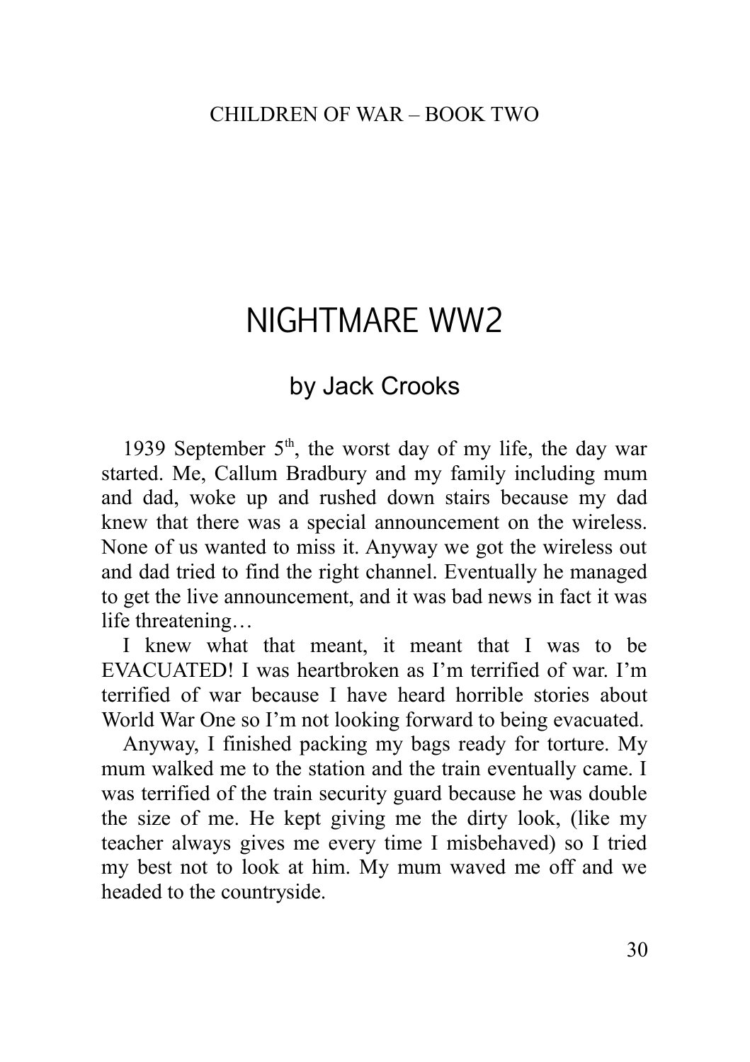# NIGHTMARE WW2

## by Jack Crooks

1939 September 5th, the worst day of my life, the day war started. Me, Callum Bradbury and my family including mum and dad, woke up and rushed down stairs because my dad knew that there was a special announcement on the wireless. None of us wanted to miss it. Anyway we got the wireless out and dad tried to find the right channel. Eventually he managed to get the live announcement, and it was bad news in fact it was life threatening…

I knew what that meant, it meant that I was to be EVACUATED! I was heartbroken as I'm terrified of war. I'm terrified of war because I have heard horrible stories about World War One so I'm not looking forward to being evacuated.

Anyway, I finished packing my bags ready for torture. My mum walked me to the station and the train eventually came. I was terrified of the train security guard because he was double the size of me. He kept giving me the dirty look, (like my teacher always gives me every time I misbehaved) so I tried my best not to look at him. My mum waved me off and we headed to the countryside.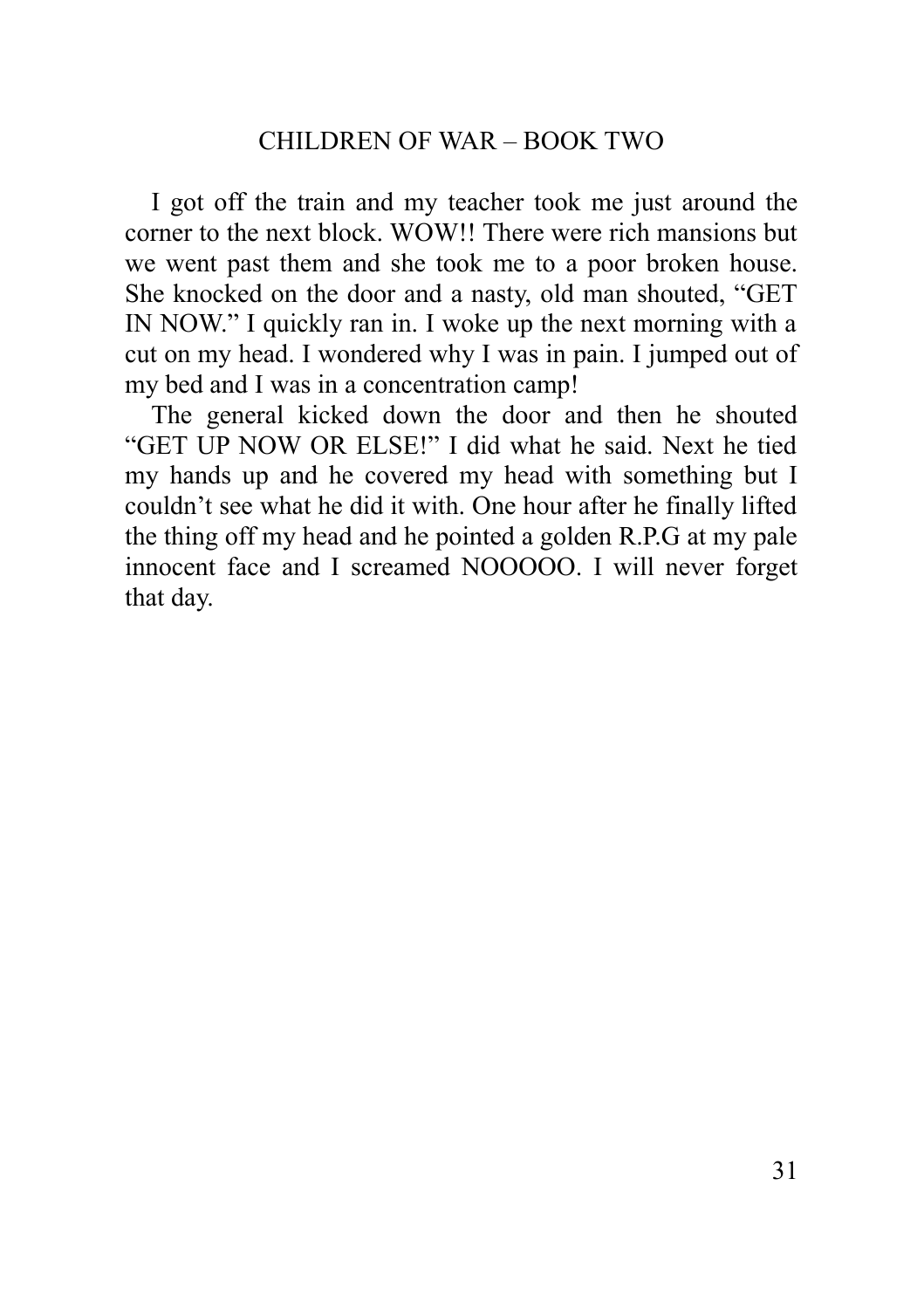I got off the train and my teacher took me just around the corner to the next block. WOW!! There were rich mansions but we went past them and she took me to a poor broken house. She knocked on the door and a nasty, old man shouted, “GET IN NOW.” I quickly ran in. I woke up the next morning with a cut on my head. I wondered why I was in pain. I jumped out of my bed and I was in a concentration camp!

The general kicked down the door and then he shouted “GET UP NOW OR ELSE!” I did what he said. Next he tied my hands up and he covered my head with something but I couldn’t see what he did it with. One hour after he finally lifted the thing off my head and he pointed a golden R.P.G at my pale innocent face and I screamed NOOOOO. I will never forget that day.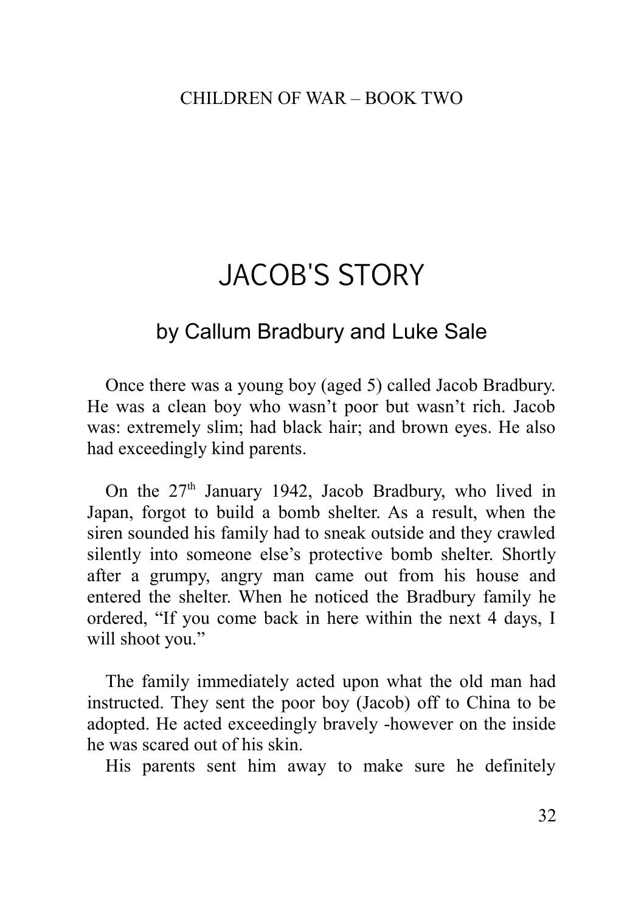# JACOB'S STORY

## by Callum Bradbury and Luke Sale

Once there was a young boy (aged 5) called Jacob Bradbury. He was a clean boy who wasn't poor but wasn't rich. Jacob was: extremely slim; had black hair; and brown eyes. He also had exceedingly kind parents.

On the 27th January 1942, Jacob Bradbury, who lived in Japan, forgot to build a bomb shelter. As a result, when the siren sounded his family had to sneak outside and they crawled silently into someone else's protective bomb shelter. Shortly after a grumpy, angry man came out from his house and entered the shelter. When he noticed the Bradbury family he ordered, "If you come back in here within the next 4 days, I will shoot you."

The family immediately acted upon what the old man had instructed. They sent the poor boy (Jacob) off to China to be adopted. He acted exceedingly bravely -however on the inside he was scared out of his skin.

His parents sent him away to make sure he definitely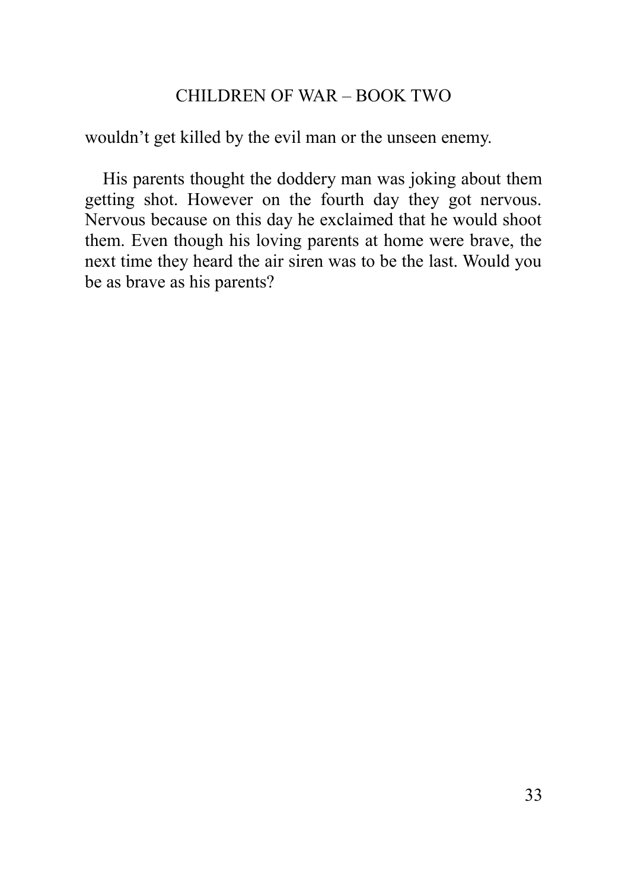wouldn't get killed by the evil man or the unseen enemy.

His parents thought the doddery man was joking about them getting shot. However on the fourth day they got nervous. Nervous because on this day he exclaimed that he would shoot them. Even though his loving parents at home were brave, the next time they heard the air siren was to be the last. Would you be as brave as his parents?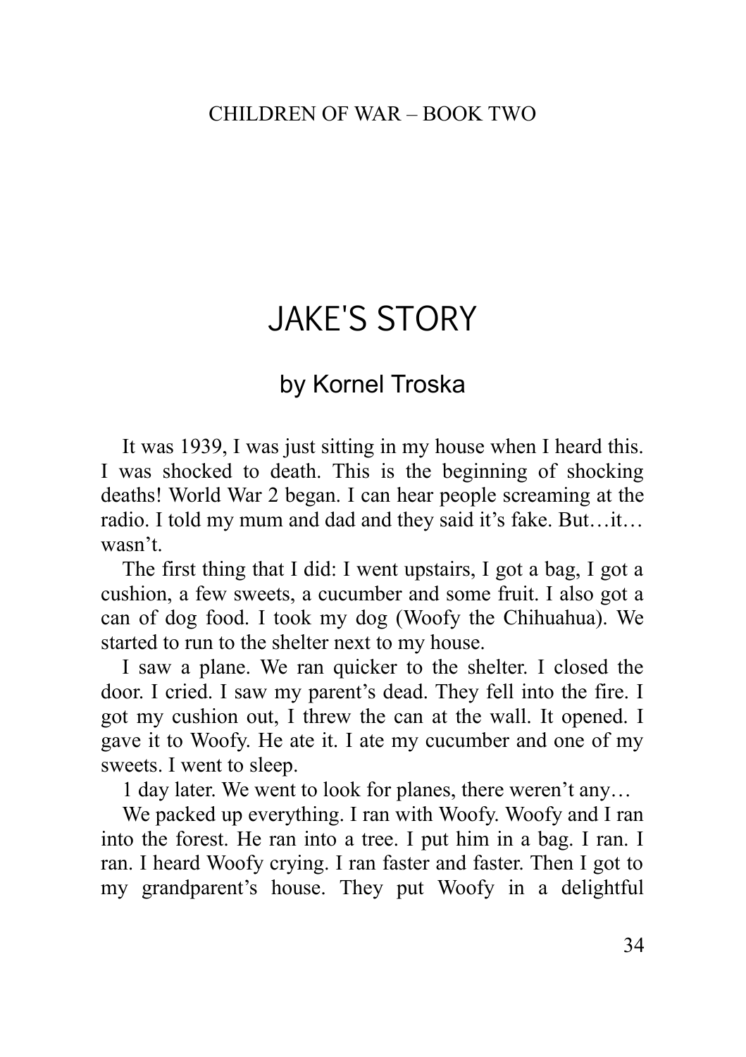# JAKE'S STORY

## by Kornel Troska

It was 1939, I was just sitting in my house when I heard this. I was shocked to death. This is the beginning of shocking deaths! World War 2 began. I can hear people screaming at the radio. I told my mum and dad and they said it's fake. But…it… wasn't.

The first thing that I did: I went upstairs, I got a bag, I got a cushion, a few sweets, a cucumber and some fruit. I also got a can of dog food. I took my dog (Woofy the Chihuahua). We started to run to the shelter next to my house.

I saw a plane. We ran quicker to the shelter. I closed the door. I cried. I saw my parent's dead. They fell into the fire. I got my cushion out, I threw the can at the wall. It opened. I gave it to Woofy. He ate it. I ate my cucumber and one of my sweets. I went to sleep.

1 day later. We went to look for planes, there weren't any…

We packed up everything. I ran with Woofy. Woofy and I ran into the forest. He ran into a tree. I put him in a bag. I ran. I ran. I heard Woofy crying. I ran faster and faster. Then I got to my grandparent's house. They put Woofy in a delightful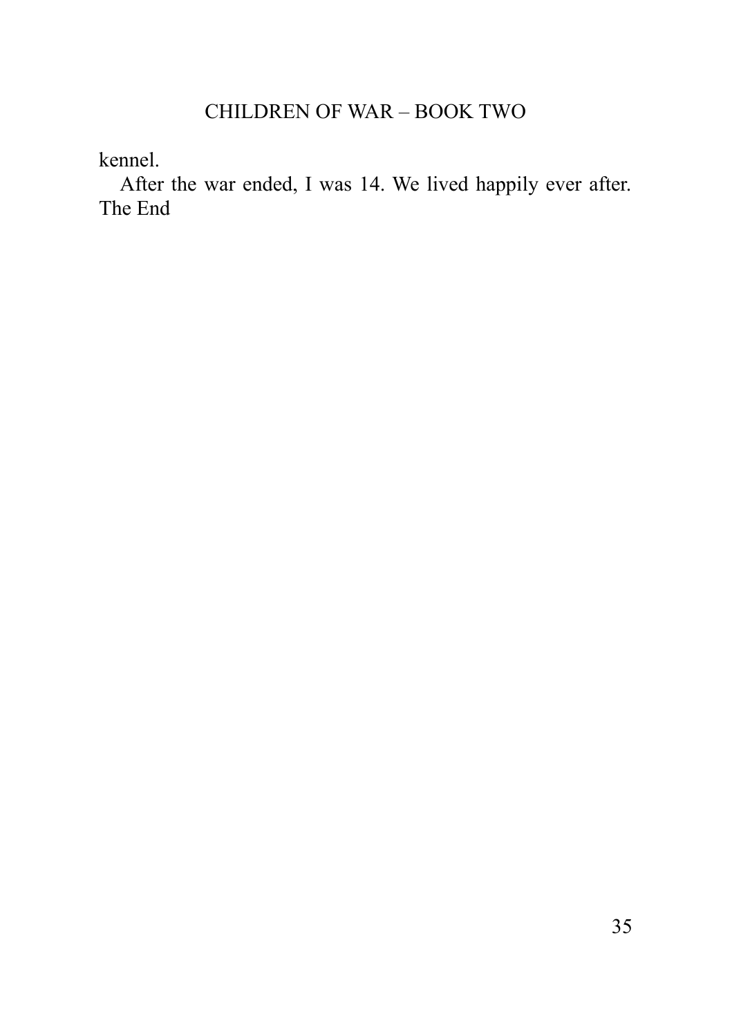kennel.

After the war ended, I was 14. We lived happily ever after. The End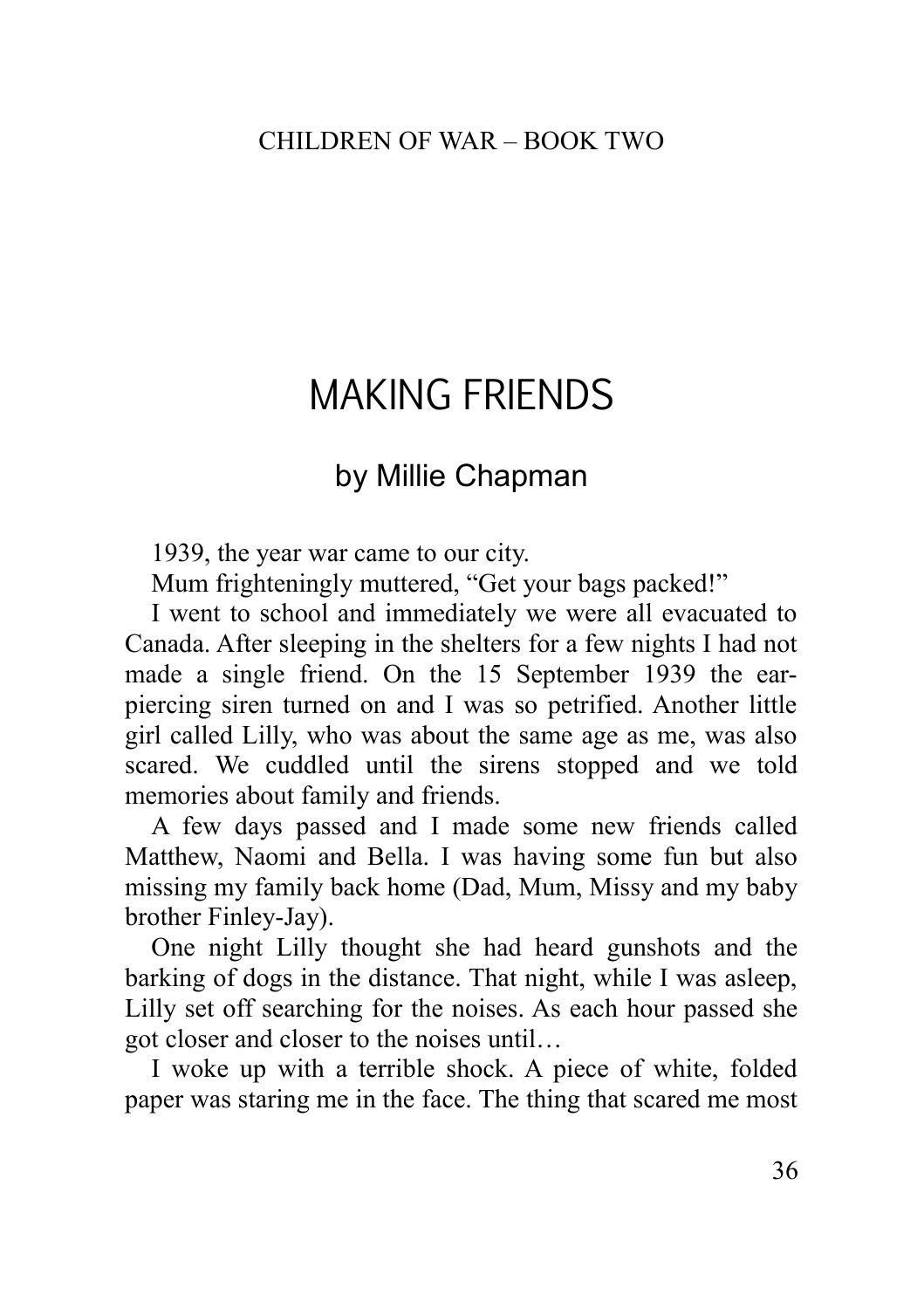# MAKING FRIENDS

## by Millie Chapman

1939, the year war came to our city.

Mum frighteningly muttered, "Get your bags packed!"

I went to school and immediately we were all evacuated to Canada. After sleeping in the shelters for a few nights I had not made a single friend. On the 15 September 1939 the ear-piercing siren turned on and I was so petrified. Another little girl called Lilly, who was about the same age as me, was also scared. We cuddled until the sirens stopped and we told memories about family and friends.

A few days passed and I made some new friends called Matthew, Naomi and Bella. I was having some fun but also missing my family back home (Dad, Mum, Missy and my baby brother Finley-Jay).

One night Lilly thought she had heard gunshots and the barking of dogs in the distance. That night, while I was asleep, Lilly set off searching for the noises. As each hour passed she got closer and closer to the noises until…

I woke up with a terrible shock. A piece of white, folded paper was staring me in the face. The thing that scared me most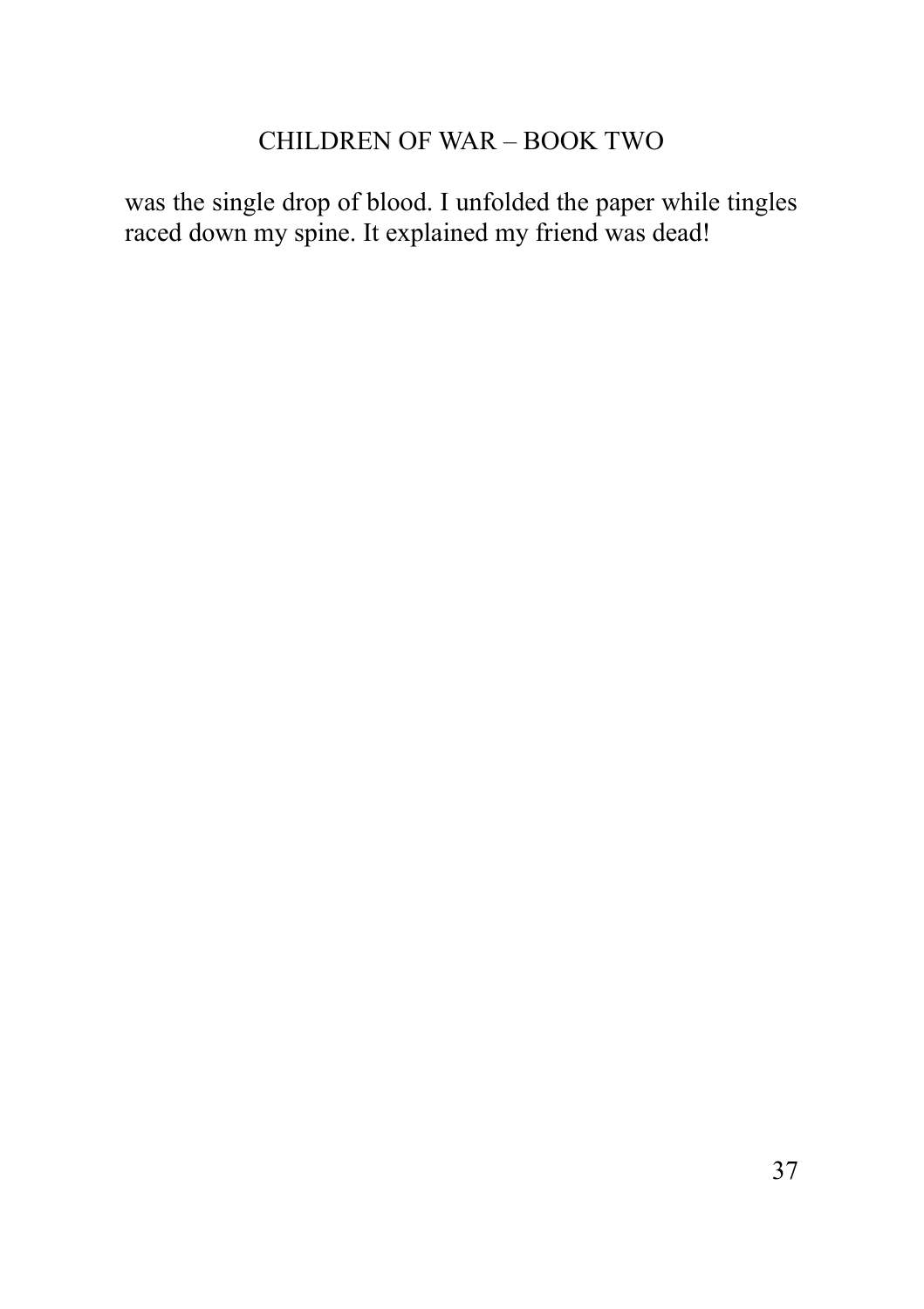was the single drop of blood. I unfolded the paper while tingles raced down my spine. It explained my friend was dead!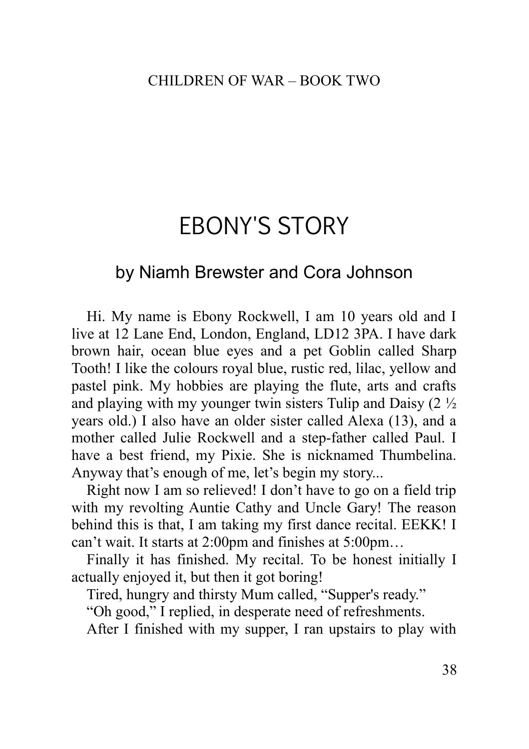# EBONY'S STORY

## by Niamh Brewster and Cora Johnson

Hi. My name is Ebony Rockwell, I am 10 years old and I live at 12 Lane End, London, England, LD12 3PA. I have dark brown hair, ocean blue eyes and a pet Goblin called Sharp Tooth! I like the colours royal blue, rustic red, lilac, yellow and pastel pink. My hobbies are playing the flute, arts and crafts and playing with my younger twin sisters Tulip and Daisy (2 ½ years old.) I also have an older sister called Alexa (13), and a mother called Julie Rockwell and a step-father called Paul. I have a best friend, my Pixie. She is nicknamed Thumbelina. Anyway that's enough of me, let's begin my story...

Right now I am so relieved! I don't have to go on a field trip with my revolting Auntie Cathy and Uncle Gary! The reason behind this is that, I am taking my first dance recital. EEKK! I can't wait. It starts at 2:00pm and finishes at 5:00pm…

Finally it has finished. My recital. To be honest initially I actually enjoyed it, but then it got boring!

Tired, hungry and thirsty Mum called, "Supper's ready."

"Oh good," I replied, in desperate need of refreshments.

After I finished with my supper, I ran upstairs to play with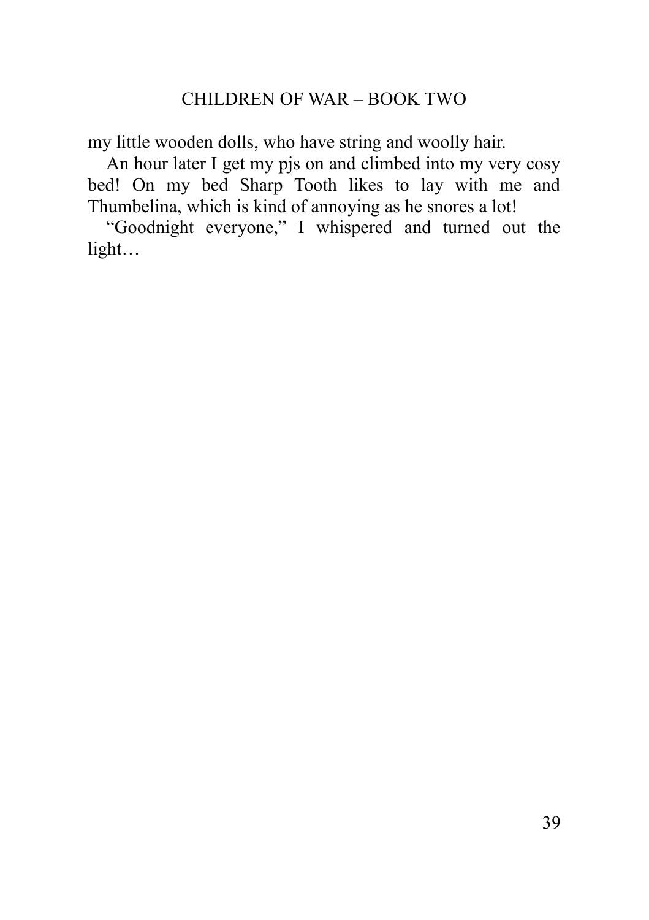my little wooden dolls, who have string and woolly hair.

An hour later I get my pjs on and climbed into my very cosy bed! On my bed Sharp Tooth likes to lay with me and Thumbelina, which is kind of annoying as he snores a lot!

"Goodnight everyone," I whispered and turned out the light…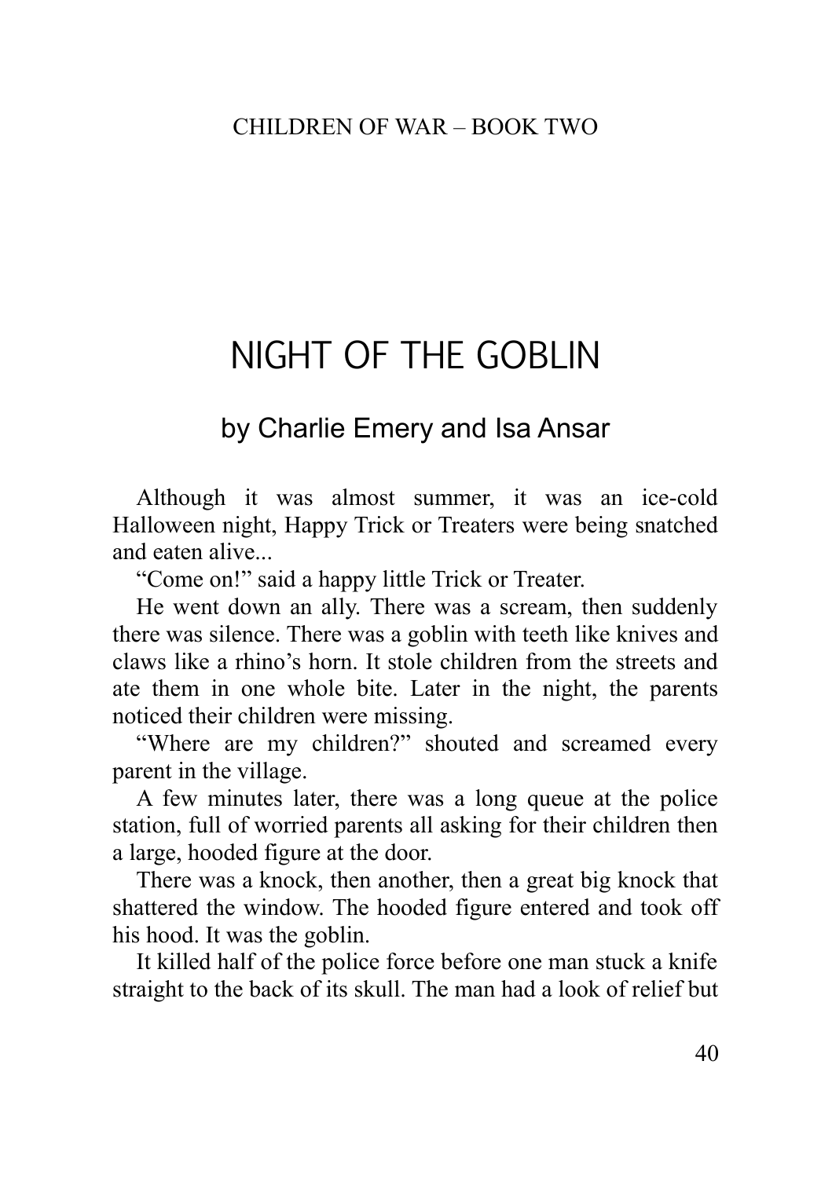# NIGHT OF THE GOBLIN

## by Charlie Emery and Isa Ansar

Although it was almost summer, it was an ice-cold Halloween night, Happy Trick or Treaters were being snatched and eaten alive...

"Come on!" said a happy little Trick or Treater.

He went down an ally. There was a scream, then suddenly there was silence. There was a goblin with teeth like knives and claws like a rhino's horn. It stole children from the streets and ate them in one whole bite. Later in the night, the parents noticed their children were missing.

"Where are my children?" shouted and screamed every parent in the village.

A few minutes later, there was a long queue at the police station, full of worried parents all asking for their children then a large, hooded figure at the door.

There was a knock, then another, then a great big knock that shattered the window. The hooded figure entered and took off his hood. It was the goblin.

It killed half of the police force before one man stuck a knife straight to the back of its skull. The man had a look of relief but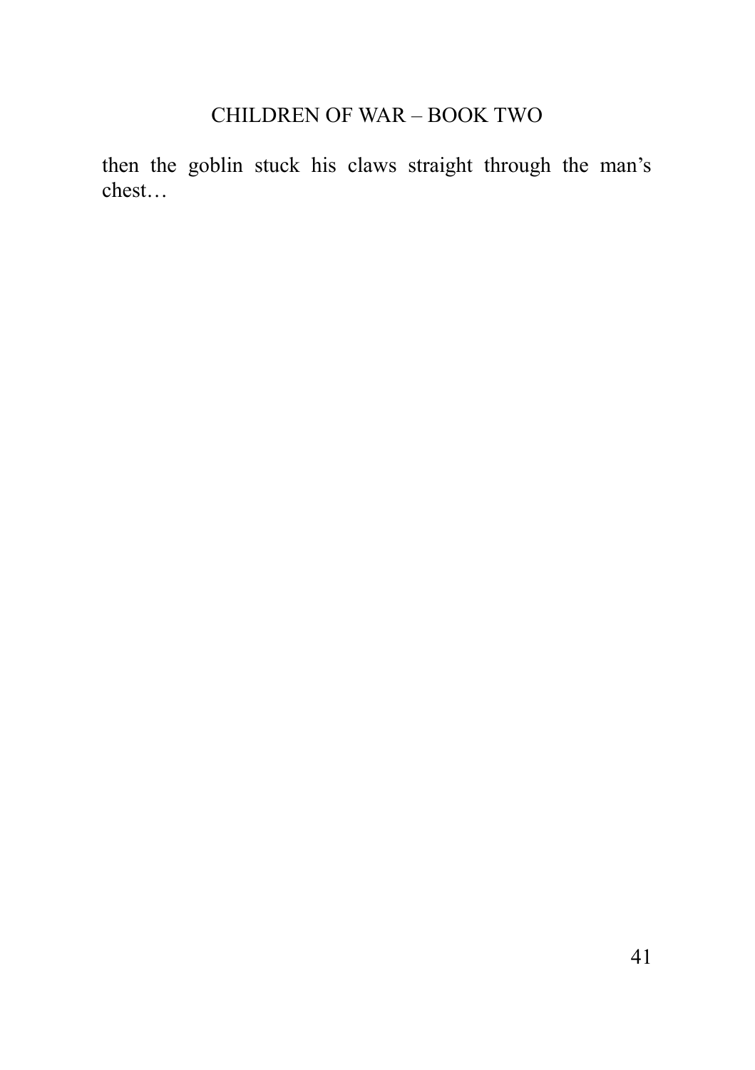then the goblin stuck his claws straight through the man's chest…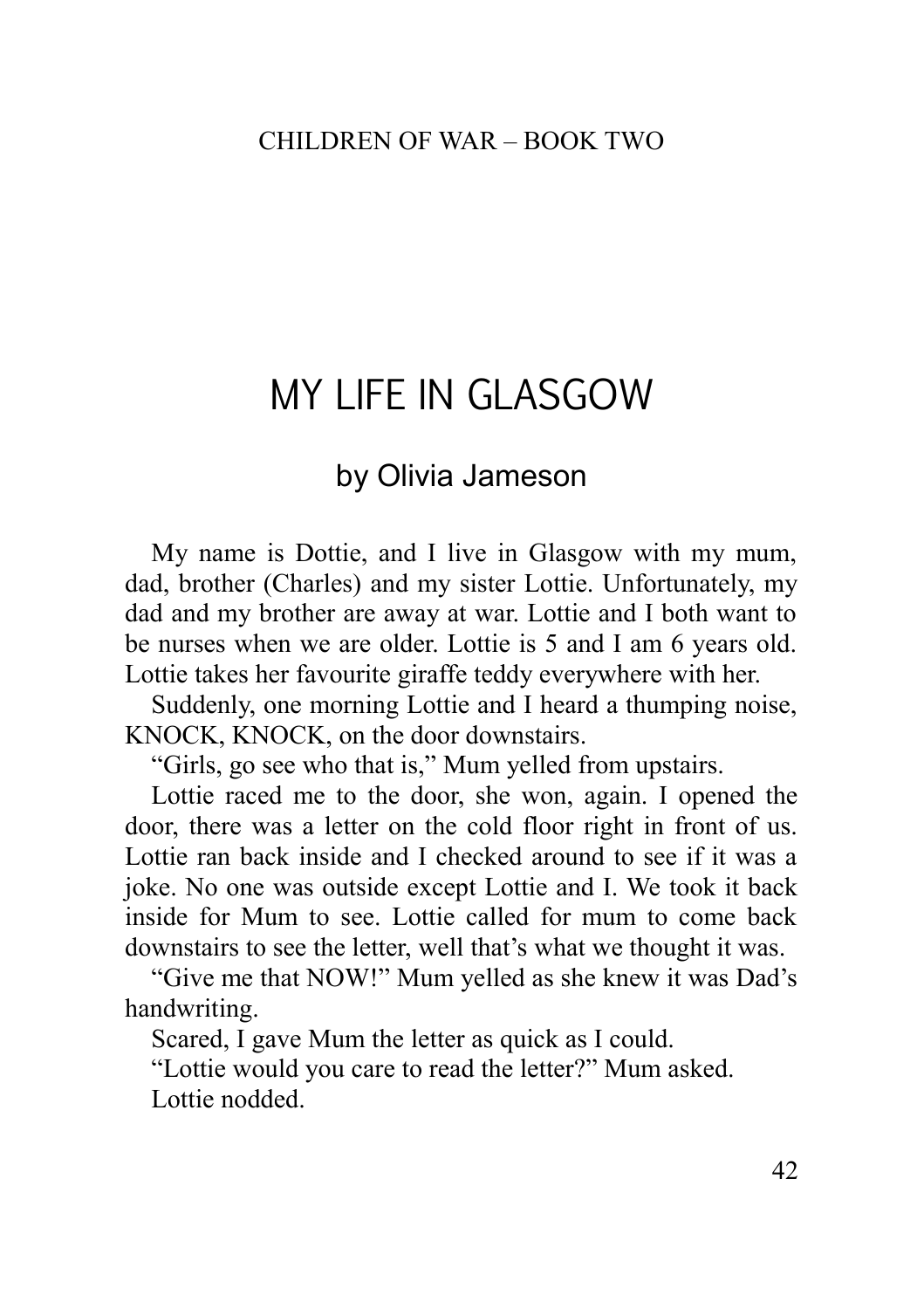# MY LIFE IN GLASGOW

## by Olivia Jameson

My name is Dottie, and I live in Glasgow with my mum, dad, brother (Charles) and my sister Lottie. Unfortunately, my dad and my brother are away at war. Lottie and I both want to be nurses when we are older. Lottie is 5 and I am 6 years old. Lottie takes her favourite giraffe teddy everywhere with her.

Suddenly, one morning Lottie and I heard a thumping noise, KNOCK, KNOCK, on the door downstairs.

"Girls, go see who that is," Mum yelled from upstairs.

Lottie raced me to the door, she won, again. I opened the door, there was a letter on the cold floor right in front of us. Lottie ran back inside and I checked around to see if it was a joke. No one was outside except Lottie and I. We took it back inside for Mum to see. Lottie called for mum to come back downstairs to see the letter, well that's what we thought it was.

"Give me that NOW!" Mum yelled as she knew it was Dad's handwriting.

Scared, I gave Mum the letter as quick as I could.

"Lottie would you care to read the letter?" Mum asked.

Lottie nodded.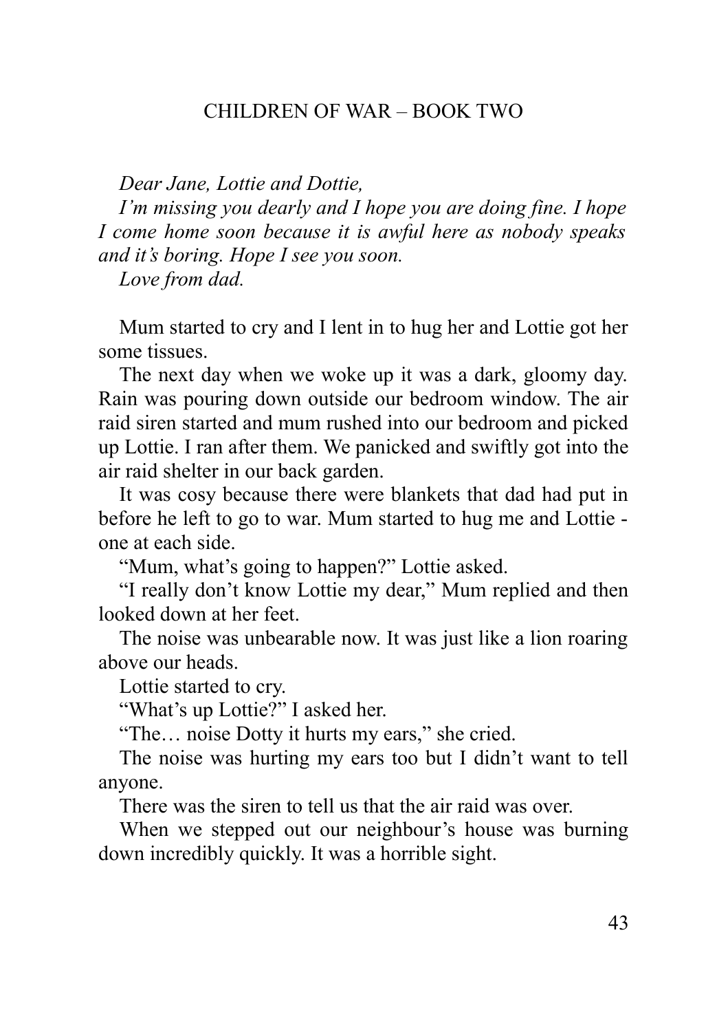*Dear Jane, Lottie and Dottie,*

*I'm missing you dearly and I hope you are doing fine. I hope I come home soon because it is awful here as nobody speaks and it's boring. Hope I see you soon.*

*Love from dad.*

Mum started to cry and I lent in to hug her and Lottie got her some tissues.

The next day when we woke up it was a dark, gloomy day. Rain was pouring down outside our bedroom window. The air raid siren started and mum rushed into our bedroom and picked up Lottie. I ran after them. We panicked and swiftly got into the air raid shelter in our back garden.

It was cosy because there were blankets that dad had put in before he left to go to war. Mum started to hug me and Lottie - one at each side.

"Mum, what's going to happen?" Lottie asked.

"I really don't know Lottie my dear," Mum replied and then looked down at her feet.

The noise was unbearable now. It was just like a lion roaring above our heads.

Lottie started to cry.

"What's up Lottie?" I asked her.

"The… noise Dotty it hurts my ears," she cried.

The noise was hurting my ears too but I didn't want to tell anyone.

There was the siren to tell us that the air raid was over.

When we stepped out our neighbour's house was burning down incredibly quickly. It was a horrible sight.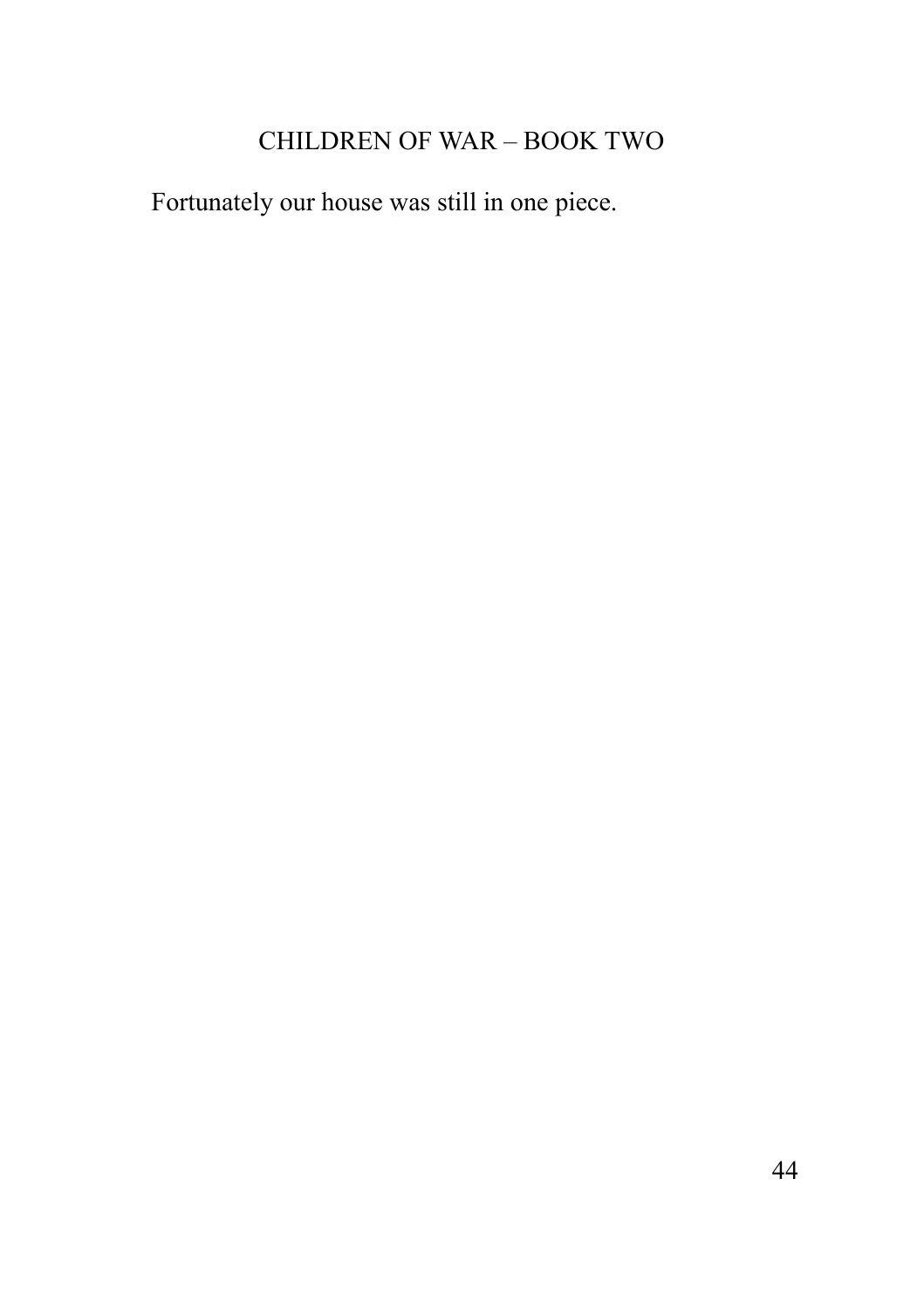Fortunately our house was still in one piece.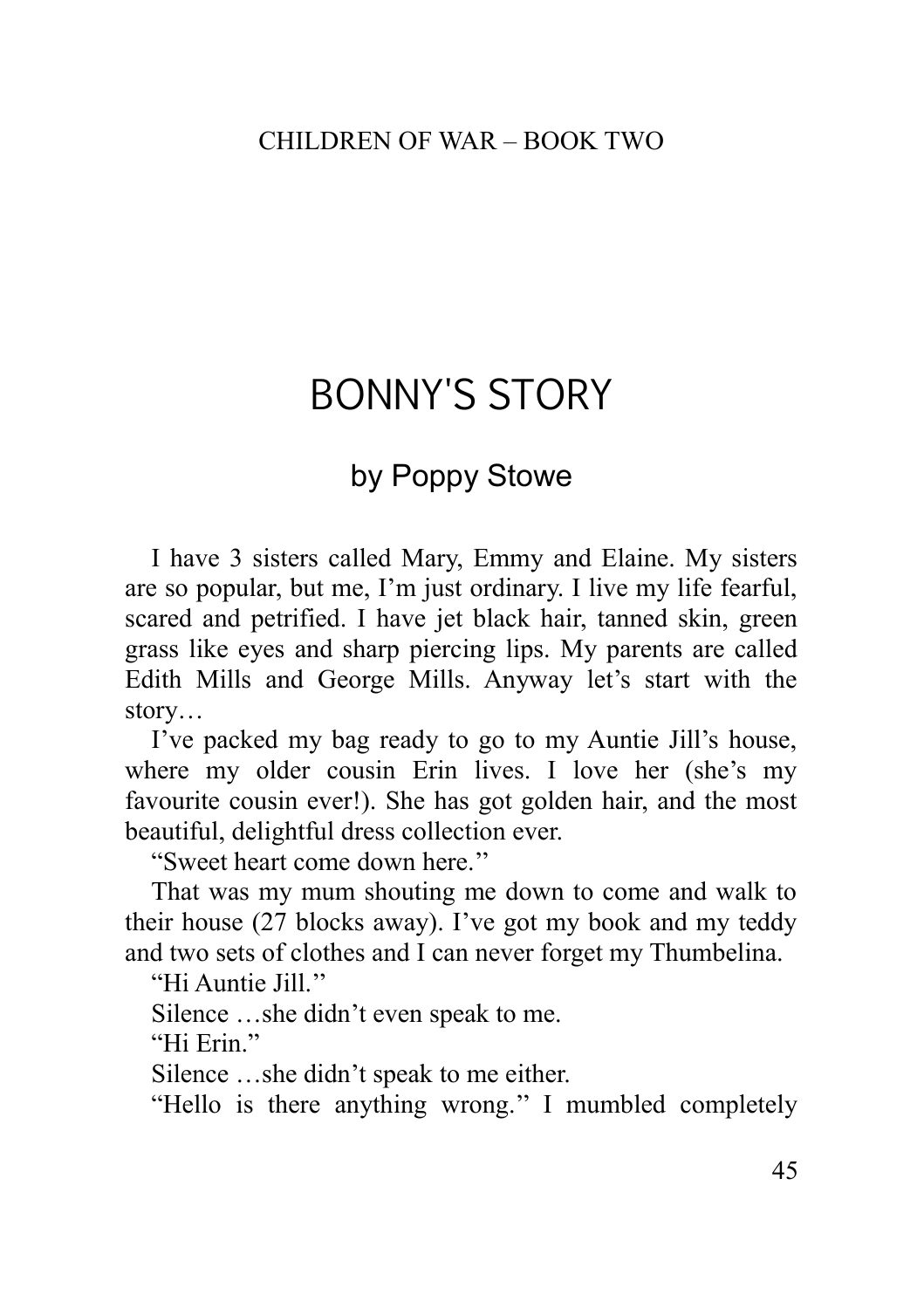# BONNY'S STORY

## by Poppy Stowe

I have 3 sisters called Mary, Emmy and Elaine. My sisters are so popular, but me, I'm just ordinary. I live my life fearful, scared and petrified. I have jet black hair, tanned skin, green grass like eyes and sharp piercing lips. My parents are called Edith Mills and George Mills. Anyway let's start with the story…

I've packed my bag ready to go to my Auntie Jill's house, where my older cousin Erin lives. I love her (she's my favourite cousin ever!). She has got golden hair, and the most beautiful, delightful dress collection ever.

"Sweet heart come down here.''

That was my mum shouting me down to come and walk to their house (27 blocks away). I've got my book and my teddy and two sets of clothes and I can never forget my Thumbelina.

"Hi Auntie Jill.''

Silence …she didn't even speak to me.

"Hi Erin."

Silence …she didn't speak to me either.

"Hello is there anything wrong.'' I mumbled completely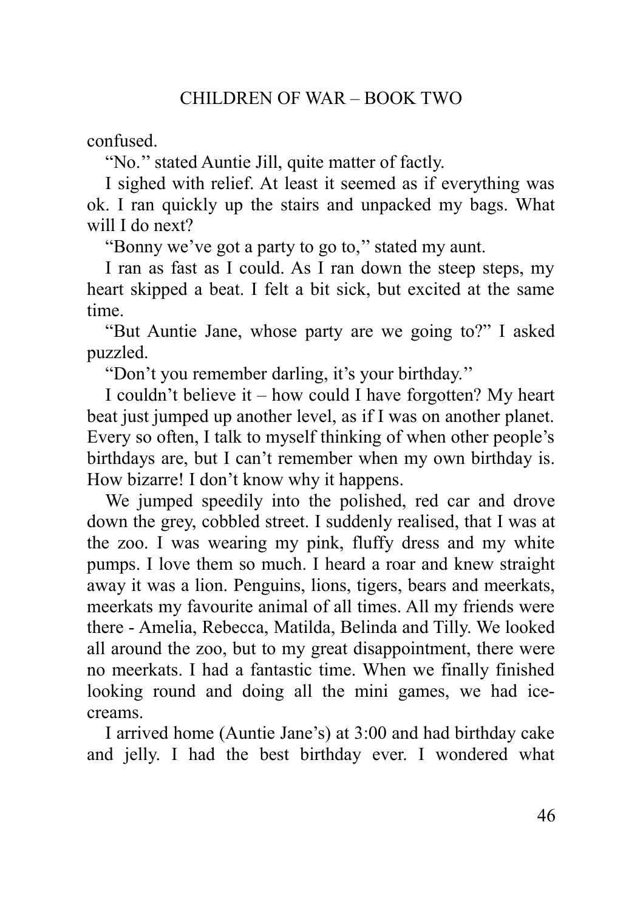confused.

"No." stated Auntie Jill, quite matter of factly.

I sighed with relief. At least it seemed as if everything was ok. I ran quickly up the stairs and unpacked my bags. What will I do next?

"Bonny we've got a party to go to," stated my aunt.

I ran as fast as I could. As I ran down the steep steps, my heart skipped a beat. I felt a bit sick, but excited at the same time.

"But Auntie Jane, whose party are we going to?" I asked puzzled.

"Don't you remember darling, it's your birthday."

I couldn't believe it – how could I have forgotten? My heart beat just jumped up another level, as if I was on another planet. Every so often, I talk to myself thinking of when other people's birthdays are, but I can't remember when my own birthday is. How bizarre! I don't know why it happens.

We jumped speedily into the polished, red car and drove down the grey, cobbled street. I suddenly realised, that I was at the zoo. I was wearing my pink, fluffy dress and my white pumps. I love them so much. I heard a roar and knew straight away it was a lion. Penguins, lions, tigers, bears and meerkats, meerkats my favourite animal of all times. All my friends were there - Amelia, Rebecca, Matilda, Belinda and Tilly. We looked all around the zoo, but to my great disappointment, there were no meerkats. I had a fantastic time. When we finally finished looking round and doing all the mini games, we had ice-creams.

I arrived home (Auntie Jane's) at 3:00 and had birthday cake and jelly. I had the best birthday ever. I wondered what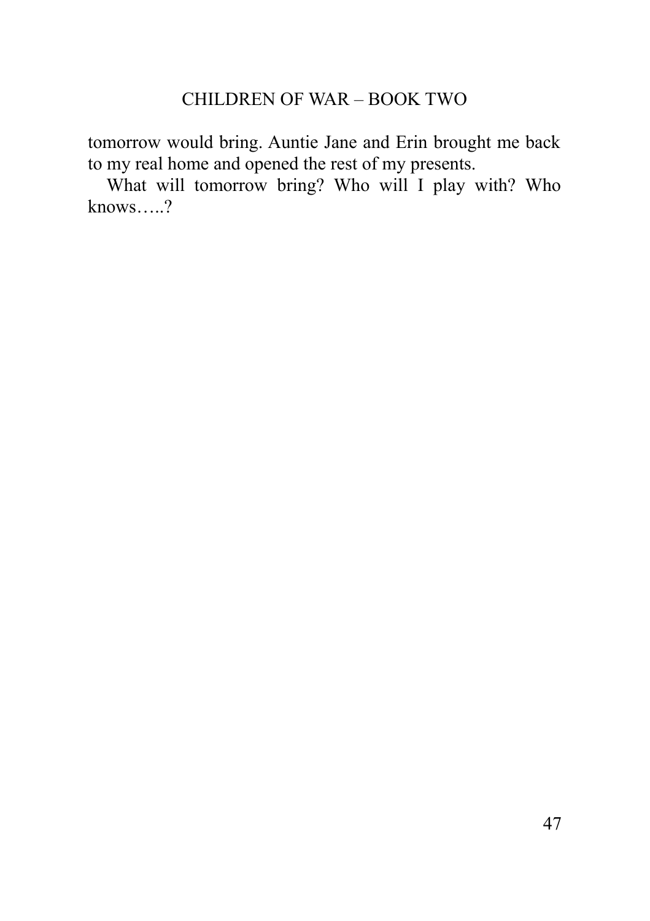tomorrow would bring. Auntie Jane and Erin brought me back to my real home and opened the rest of my presents.

What will tomorrow bring? Who will I play with? Who knows…..?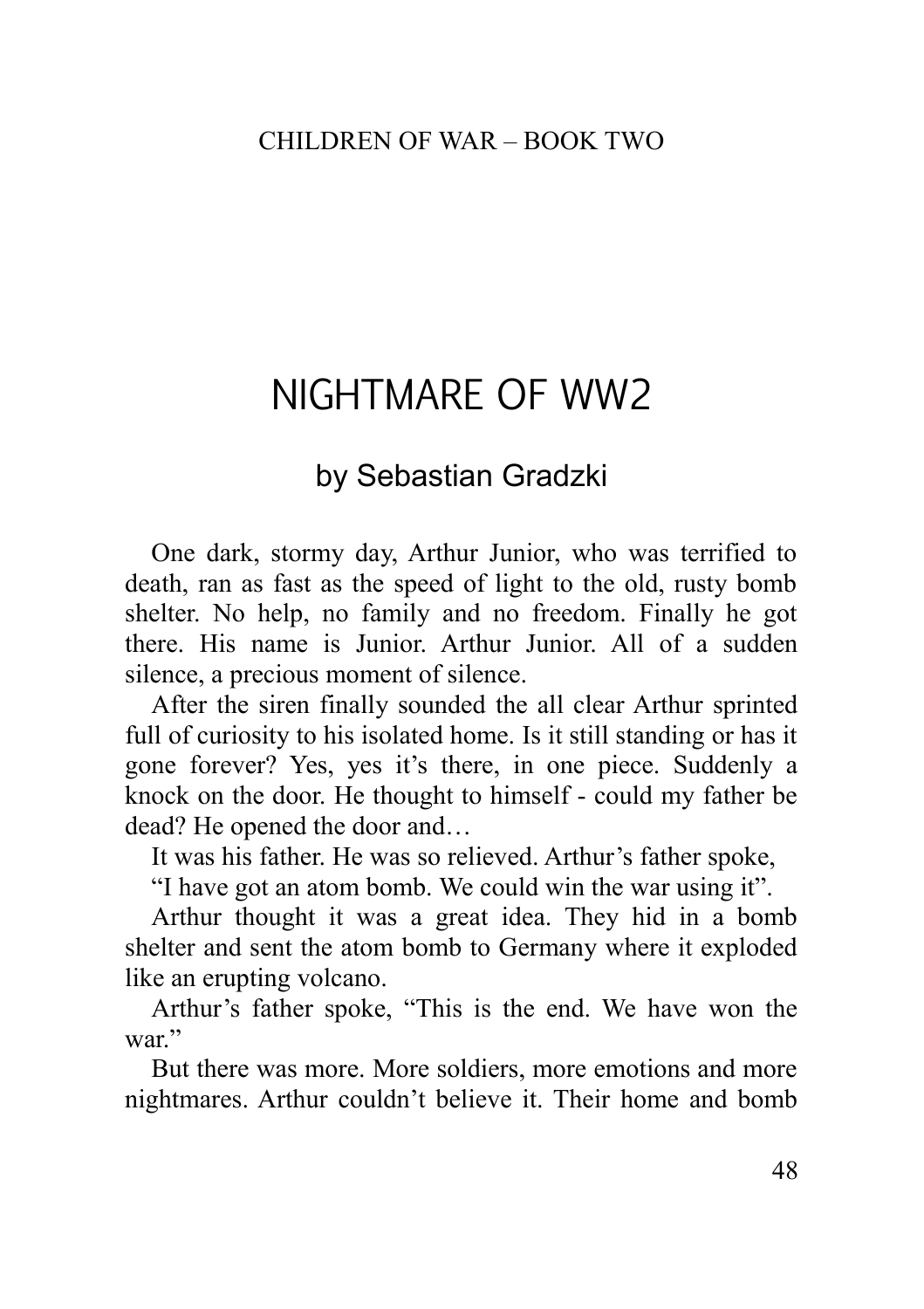# NIGHTMARE OF WW2

## by Sebastian Gradzki

One dark, stormy day, Arthur Junior, who was terrified to death, ran as fast as the speed of light to the old, rusty bomb shelter. No help, no family and no freedom. Finally he got there. His name is Junior. Arthur Junior. All of a sudden silence, a precious moment of silence.

After the siren finally sounded the all clear Arthur sprinted full of curiosity to his isolated home. Is it still standing or has it gone forever? Yes, yes it's there, in one piece. Suddenly a knock on the door. He thought to himself - could my father be dead? He opened the door and…

It was his father. He was so relieved. Arthur's father spoke,

"I have got an atom bomb. We could win the war using it".

Arthur thought it was a great idea. They hid in a bomb shelter and sent the atom bomb to Germany where it exploded like an erupting volcano.

Arthur's father spoke, "This is the end. We have won the war."

But there was more. More soldiers, more emotions and more nightmares. Arthur couldn't believe it. Their home and bomb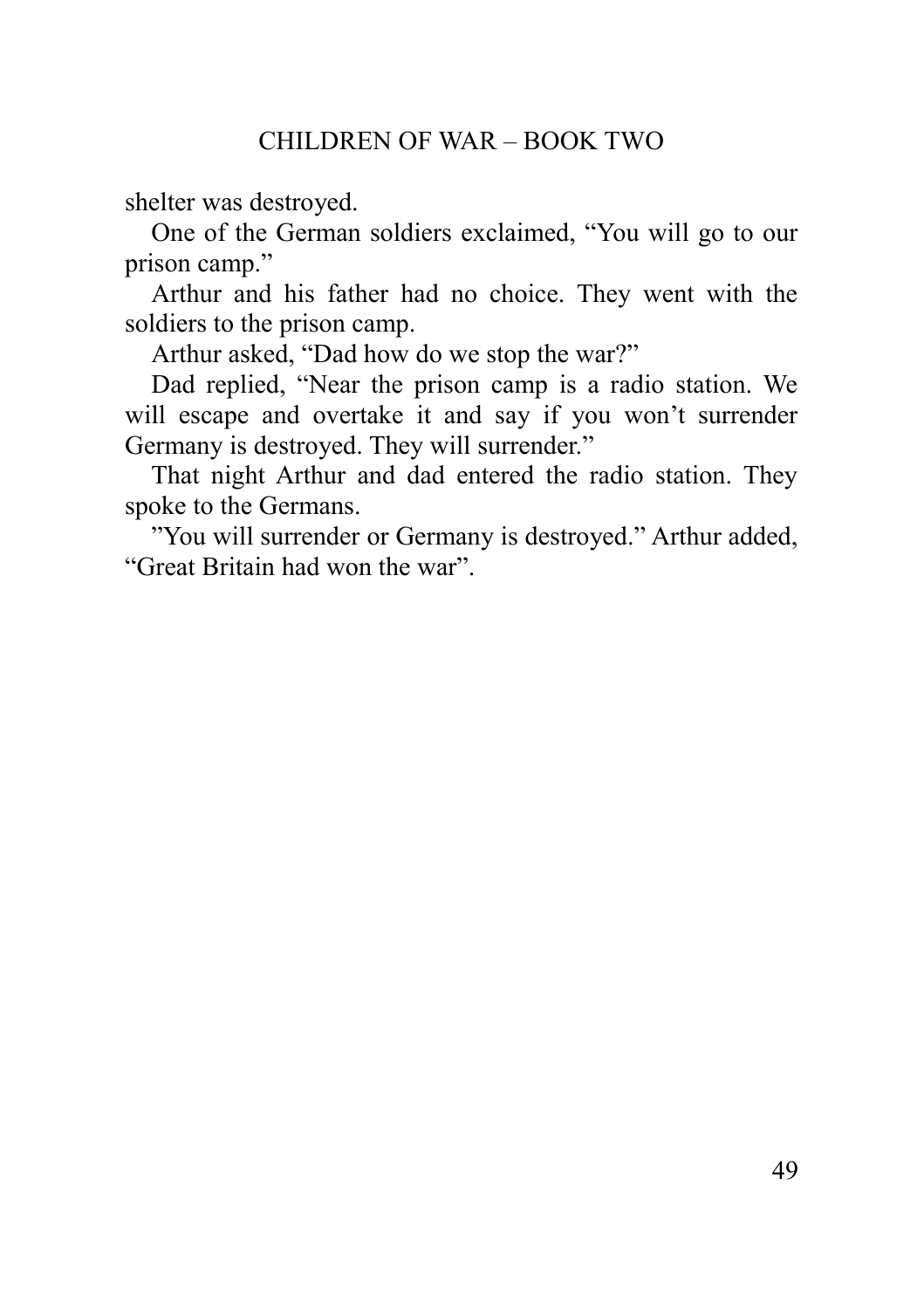shelter was destroyed.

One of the German soldiers exclaimed, “You will go to our prison camp.”

Arthur and his father had no choice. They went with the soldiers to the prison camp.

Arthur asked, “Dad how do we stop the war?”

Dad replied, “Near the prison camp is a radio station. We will escape and overtake it and say if you won’t surrender Germany is destroyed. They will surrender.”

That night Arthur and dad entered the radio station. They spoke to the Germans.

”You will surrender or Germany is destroyed.” Arthur added, “Great Britain had won the war”.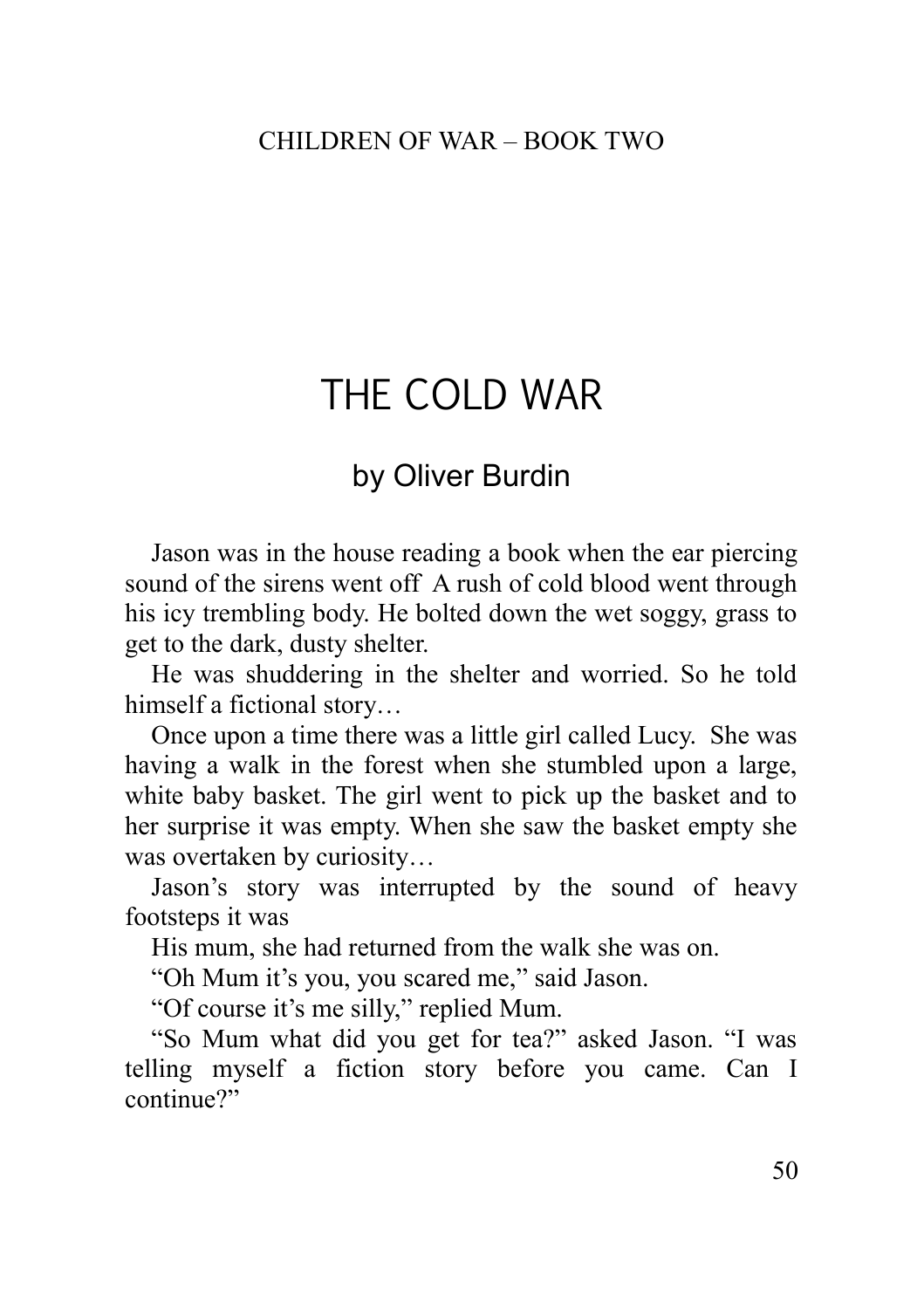# THE COLD WAR

## by Oliver Burdin

Jason was in the house reading a book when the ear piercing sound of the sirens went off  A rush of cold blood went through his icy trembling body. He bolted down the wet soggy, grass to get to the dark, dusty shelter.

He was shuddering in the shelter and worried. So he told himself a fictional story…

Once upon a time there was a little girl called Lucy.  She was having a walk in the forest when she stumbled upon a large, white baby basket. The girl went to pick up the basket and to her surprise it was empty. When she saw the basket empty she was overtaken by curiosity…

Jason's story was interrupted by the sound of heavy footsteps it was

His mum, she had returned from the walk she was on.

"Oh Mum it's you, you scared me," said Jason.

"Of course it's me silly," replied Mum.

"So Mum what did you get for tea?" asked Jason. "I was telling myself a fiction story before you came. Can I continue?"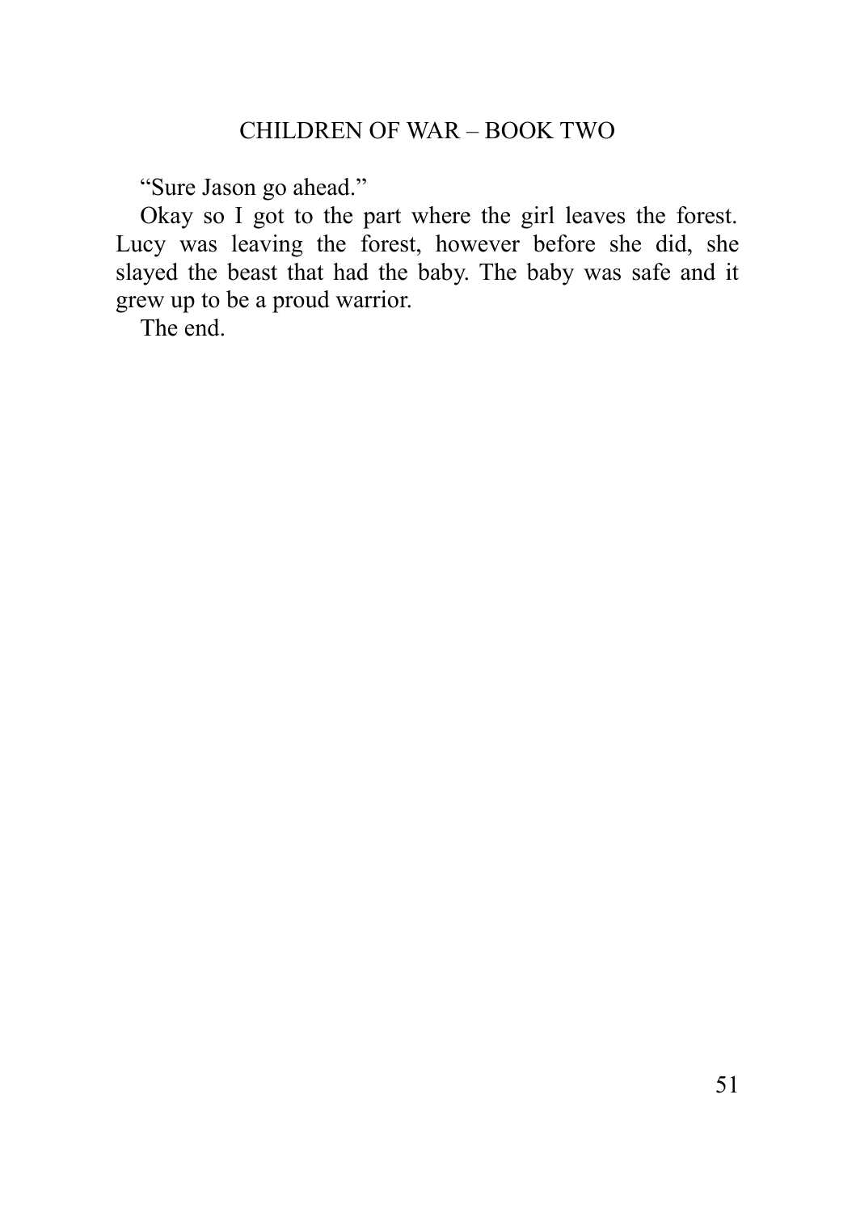"Sure Jason go ahead."

Okay so I got to the part where the girl leaves the forest. Lucy was leaving the forest, however before she did, she slayed the beast that had the baby. The baby was safe and it grew up to be a proud warrior.

The end.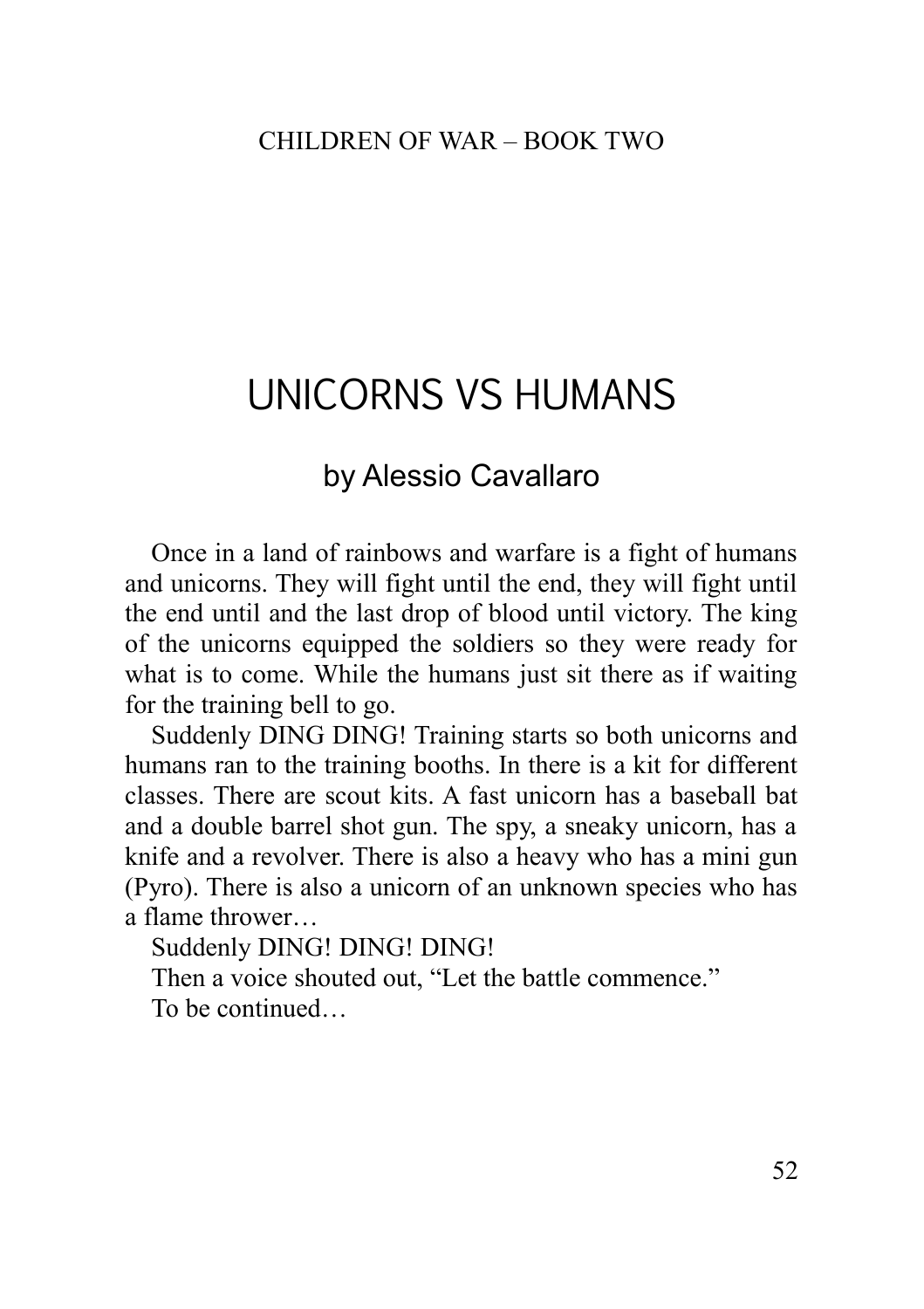# UNICORNS VS HUMANS

## by Alessio Cavallaro

Once in a land of rainbows and warfare is a fight of humans and unicorns. They will fight until the end, they will fight until the end until and the last drop of blood until victory. The king of the unicorns equipped the soldiers so they were ready for what is to come. While the humans just sit there as if waiting for the training bell to go.

Suddenly DING DING! Training starts so both unicorns and humans ran to the training booths. In there is a kit for different classes. There are scout kits. A fast unicorn has a baseball bat and a double barrel shot gun. The spy, a sneaky unicorn, has a knife and a revolver. There is also a heavy who has a mini gun (Pyro). There is also a unicorn of an unknown species who has a flame thrower…

Suddenly DING! DING! DING!

Then a voice shouted out, “Let the battle commence.”

To be continued…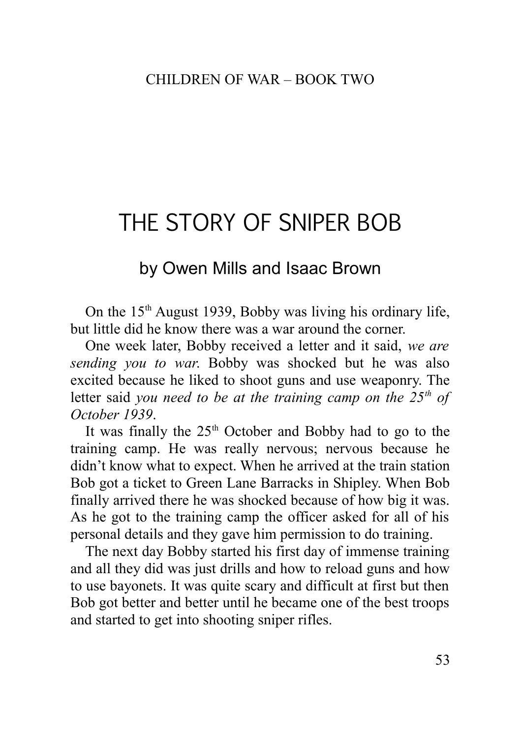# THE STORY OF SNIPER BOB

## by Owen Mills and Isaac Brown

On the 15th August 1939, Bobby was living his ordinary life, but little did he know there was a war around the corner.

One week later, Bobby received a letter and it said, *we are sending you to war.* Bobby was shocked but he was also excited because he liked to shoot guns and use weaponry. The letter said *you need to be at the training camp on the 25th of October 1939*.

It was finally the 25th October and Bobby had to go to the training camp. He was really nervous; nervous because he didn't know what to expect. When he arrived at the train station Bob got a ticket to Green Lane Barracks in Shipley. When Bob finally arrived there he was shocked because of how big it was. As he got to the training camp the officer asked for all of his personal details and they gave him permission to do training.

The next day Bobby started his first day of immense training and all they did was just drills and how to reload guns and how to use bayonets. It was quite scary and difficult at first but then Bob got better and better until he became one of the best troops and started to get into shooting sniper rifles.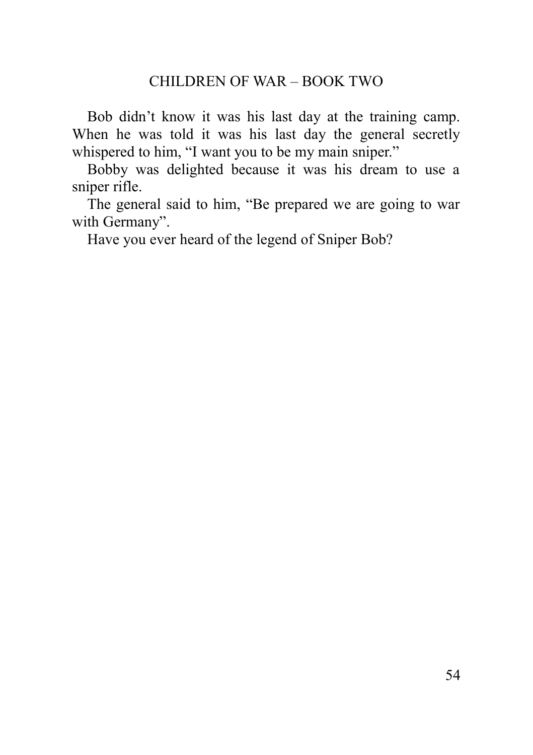Bob didn't know it was his last day at the training camp. When he was told it was his last day the general secretly whispered to him, "I want you to be my main sniper."

Bobby was delighted because it was his dream to use a sniper rifle.

The general said to him, "Be prepared we are going to war with Germany".

Have you ever heard of the legend of Sniper Bob?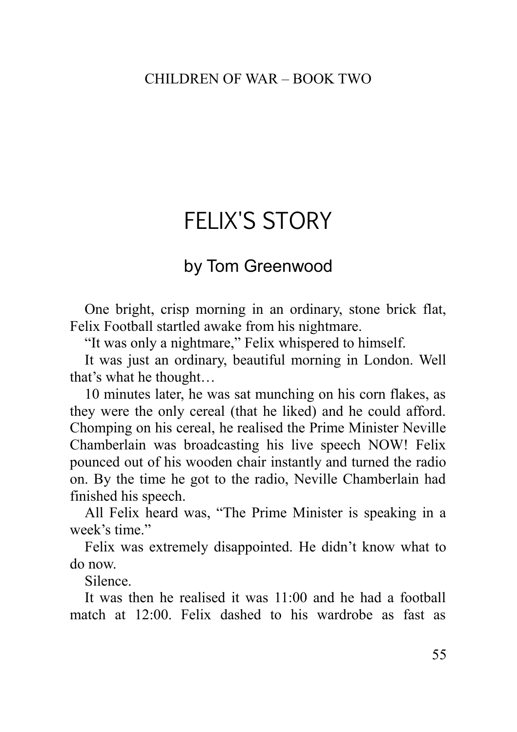# FELIX'S STORY

## by Tom Greenwood

One bright, crisp morning in an ordinary, stone brick flat, Felix Football startled awake from his nightmare.

"It was only a nightmare," Felix whispered to himself.

It was just an ordinary, beautiful morning in London. Well that's what he thought…

10 minutes later, he was sat munching on his corn flakes, as they were the only cereal (that he liked) and he could afford. Chomping on his cereal, he realised the Prime Minister Neville Chamberlain was broadcasting his live speech NOW! Felix pounced out of his wooden chair instantly and turned the radio on. By the time he got to the radio, Neville Chamberlain had finished his speech.

All Felix heard was, "The Prime Minister is speaking in a week's time."

Felix was extremely disappointed. He didn't know what to do now.

Silence.

It was then he realised it was 11:00 and he had a football match at 12:00. Felix dashed to his wardrobe as fast as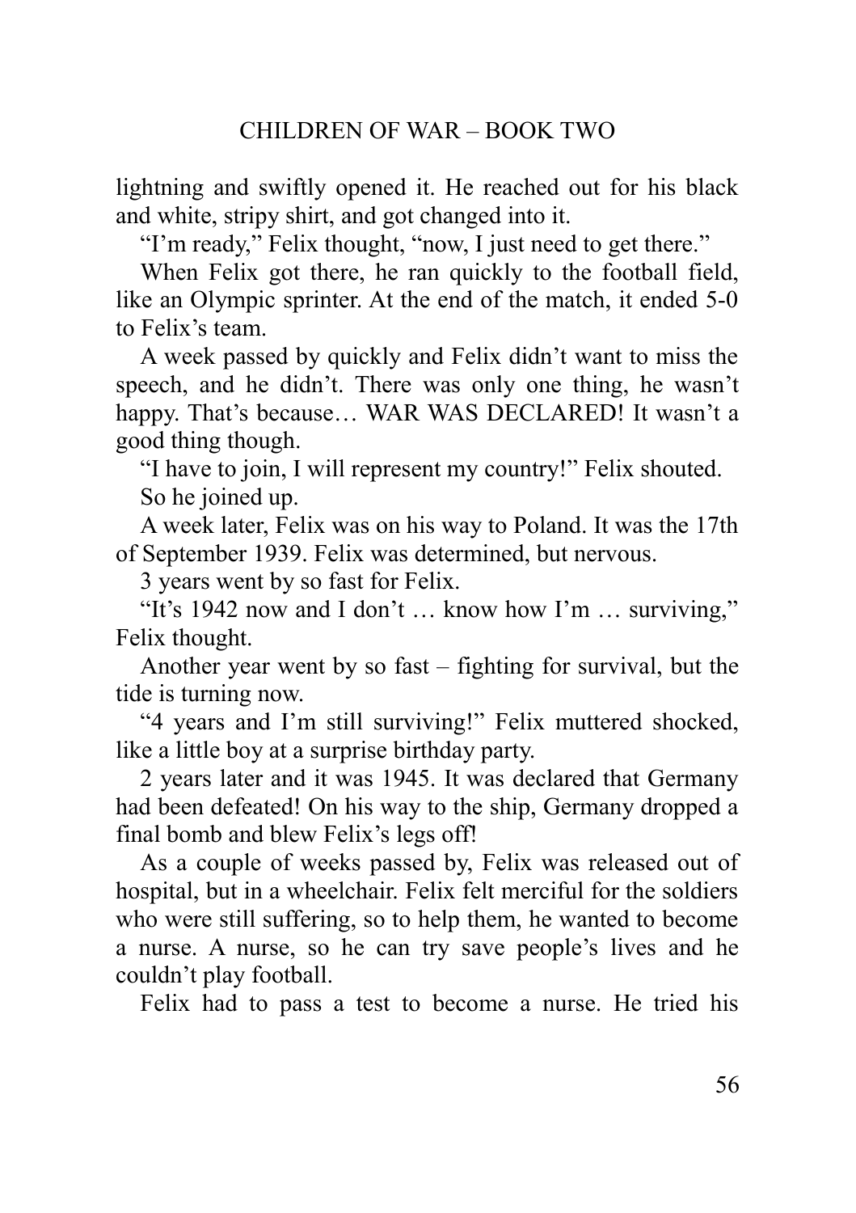lightning and swiftly opened it. He reached out for his black and white, stripy shirt, and got changed into it.

"I'm ready," Felix thought, "now, I just need to get there."

When Felix got there, he ran quickly to the football field, like an Olympic sprinter. At the end of the match, it ended 5-0 to Felix's team.

A week passed by quickly and Felix didn't want to miss the speech, and he didn't. There was only one thing, he wasn't happy. That's because… WAR WAS DECLARED! It wasn't a good thing though.

"I have to join, I will represent my country!" Felix shouted.

So he joined up.

A week later, Felix was on his way to Poland. It was the 17th of September 1939. Felix was determined, but nervous.

3 years went by so fast for Felix.

"It's 1942 now and I don't … know how I'm … surviving," Felix thought.

Another year went by so fast – fighting for survival, but the tide is turning now.

"4 years and I'm still surviving!" Felix muttered shocked, like a little boy at a surprise birthday party.

2 years later and it was 1945. It was declared that Germany had been defeated! On his way to the ship, Germany dropped a final bomb and blew Felix's legs off!

As a couple of weeks passed by, Felix was released out of hospital, but in a wheelchair. Felix felt merciful for the soldiers who were still suffering, so to help them, he wanted to become a nurse. A nurse, so he can try save people's lives and he couldn't play football.

Felix had to pass a test to become a nurse. He tried his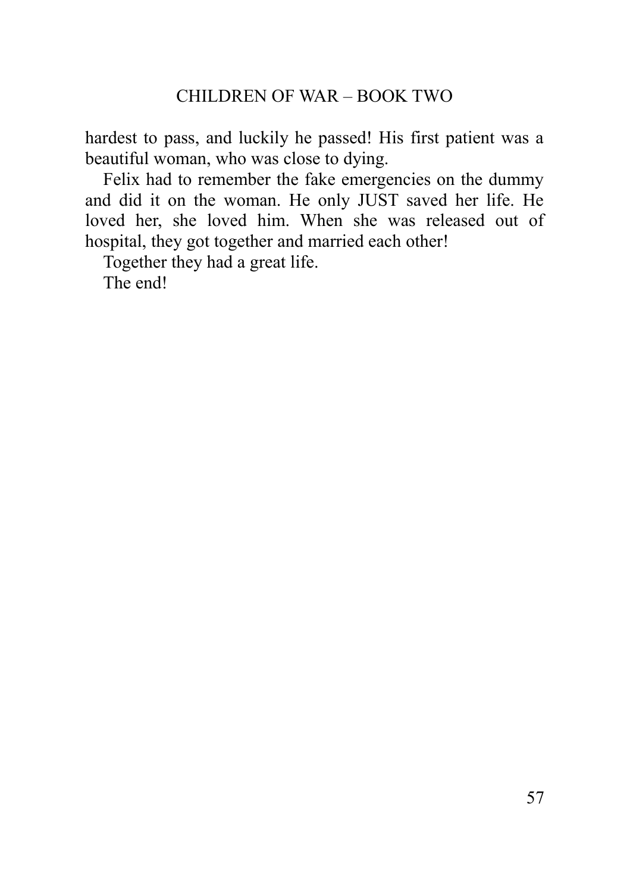hardest to pass, and luckily he passed! His first patient was a beautiful woman, who was close to dying.

Felix had to remember the fake emergencies on the dummy and did it on the woman. He only JUST saved her life. He loved her, she loved him. When she was released out of hospital, they got together and married each other!

Together they had a great life.

The end!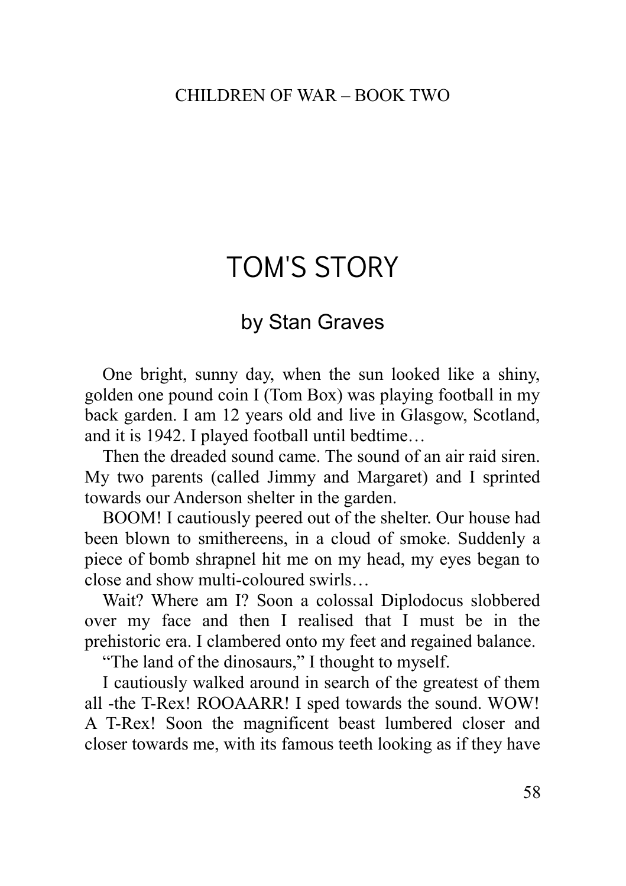# TOM'S STORY

## by Stan Graves

One bright, sunny day, when the sun looked like a shiny, golden one pound coin I (Tom Box) was playing football in my back garden. I am 12 years old and live in Glasgow, Scotland, and it is 1942. I played football until bedtime…

Then the dreaded sound came. The sound of an air raid siren. My two parents (called Jimmy and Margaret) and I sprinted towards our Anderson shelter in the garden.

BOOM! I cautiously peered out of the shelter. Our house had been blown to smithereens, in a cloud of smoke. Suddenly a piece of bomb shrapnel hit me on my head, my eyes began to close and show multi-coloured swirls…

Wait? Where am I? Soon a colossal Diplodocus slobbered over my face and then I realised that I must be in the prehistoric era. I clambered onto my feet and regained balance.

"The land of the dinosaurs," I thought to myself.

I cautiously walked around in search of the greatest of them all -the T-Rex! ROOAARR! I sped towards the sound. WOW! A T-Rex! Soon the magnificent beast lumbered closer and closer towards me, with its famous teeth looking as if they have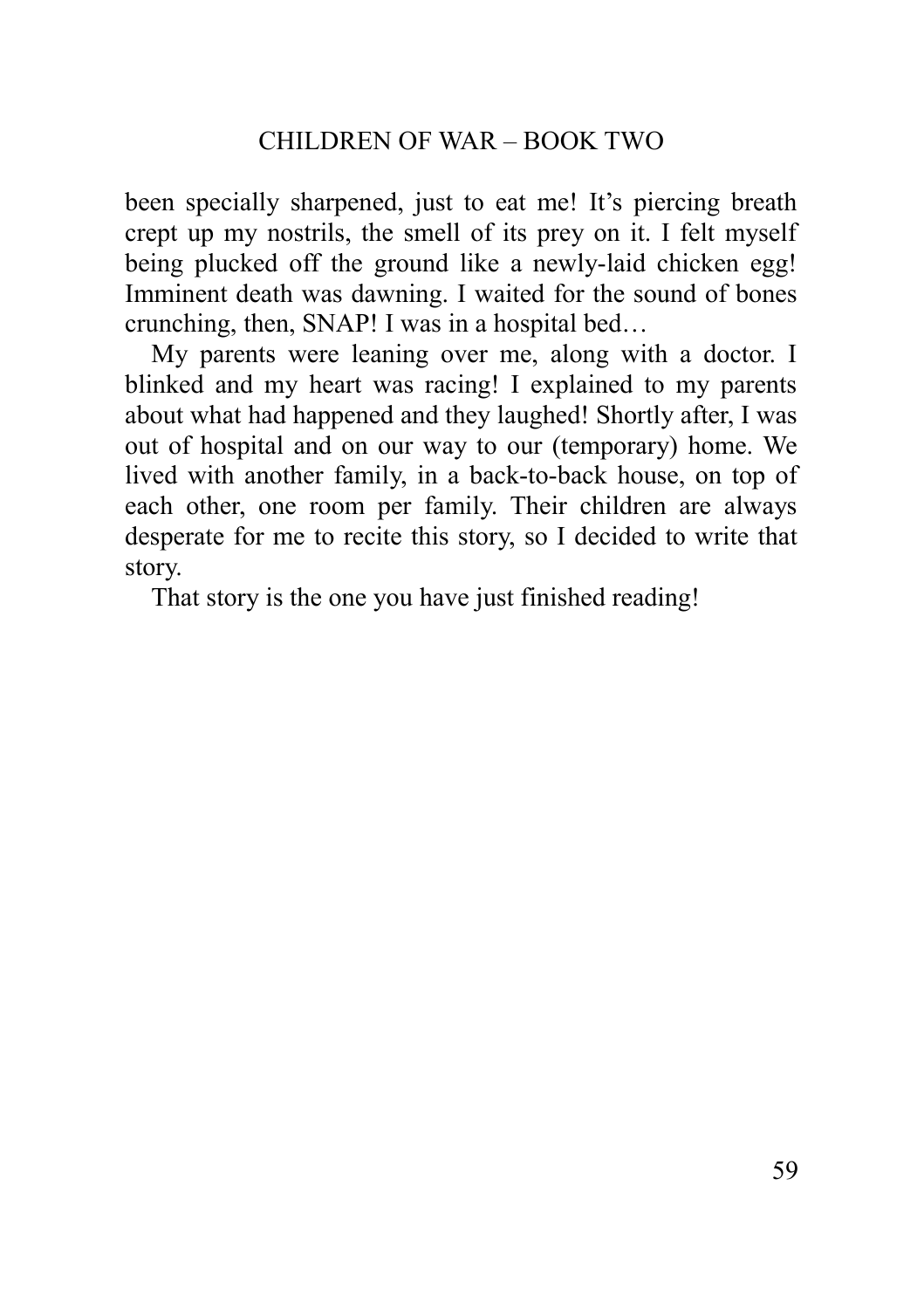been specially sharpened, just to eat me! It's piercing breath crept up my nostrils, the smell of its prey on it. I felt myself being plucked off the ground like a newly-laid chicken egg! Imminent death was dawning. I waited for the sound of bones crunching, then, SNAP! I was in a hospital bed…

My parents were leaning over me, along with a doctor. I blinked and my heart was racing! I explained to my parents about what had happened and they laughed! Shortly after, I was out of hospital and on our way to our (temporary) home. We lived with another family, in a back-to-back house, on top of each other, one room per family. Their children are always desperate for me to recite this story, so I decided to write that story.

That story is the one you have just finished reading!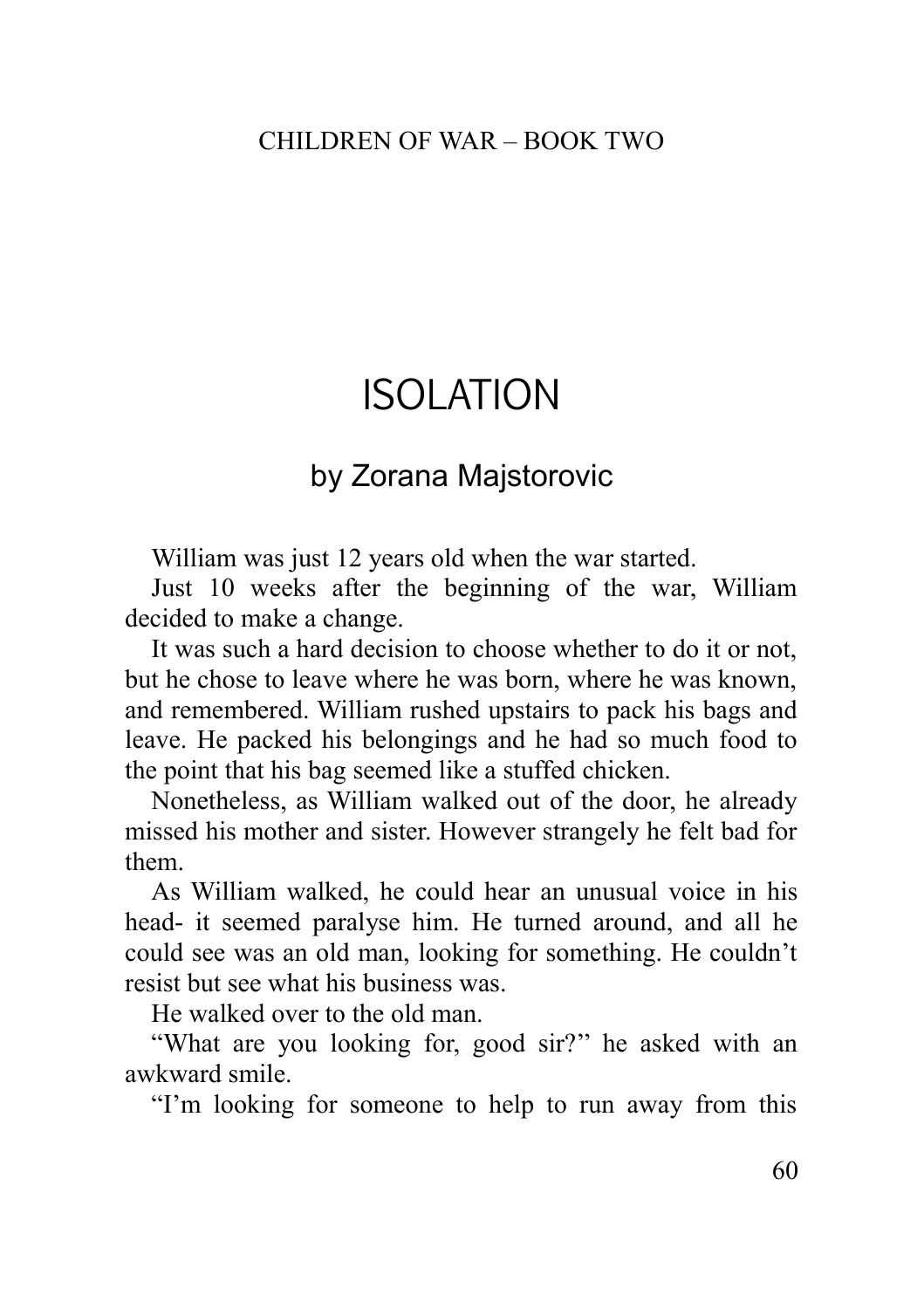# ISOLATION

## by Zorana Majstorovic

William was just 12 years old when the war started.

Just 10 weeks after the beginning of the war, William decided to make a change.

It was such a hard decision to choose whether to do it or not, but he chose to leave where he was born, where he was known, and remembered. William rushed upstairs to pack his bags and leave. He packed his belongings and he had so much food to the point that his bag seemed like a stuffed chicken.

Nonetheless, as William walked out of the door, he already missed his mother and sister. However strangely he felt bad for them.

As William walked, he could hear an unusual voice in his head- it seemed paralyse him. He turned around, and all he could see was an old man, looking for something. He couldn't resist but see what his business was.

He walked over to the old man.

"What are you looking for, good sir?'' he asked with an awkward smile.

"I'm looking for someone to help to run away from this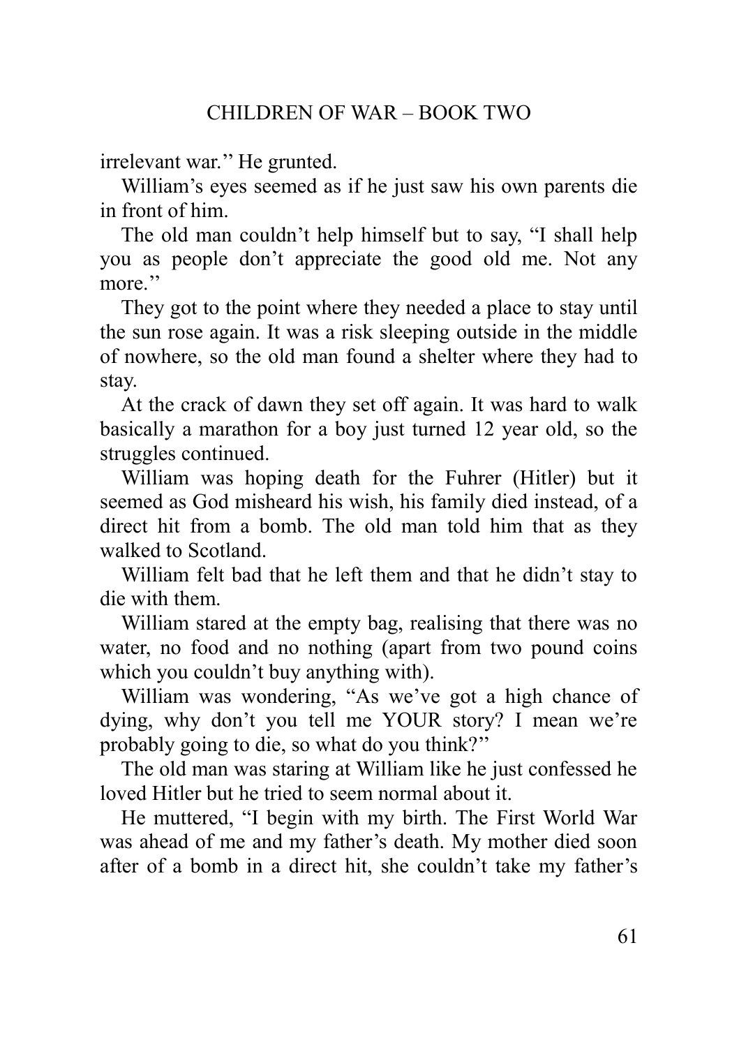irrelevant war.'' He grunted.

William's eyes seemed as if he just saw his own parents die in front of him.

The old man couldn't help himself but to say, "I shall help you as people don't appreciate the good old me. Not any more.''

They got to the point where they needed a place to stay until the sun rose again. It was a risk sleeping outside in the middle of nowhere, so the old man found a shelter where they had to stay.

At the crack of dawn they set off again. It was hard to walk basically a marathon for a boy just turned 12 year old, so the struggles continued.

William was hoping death for the Fuhrer (Hitler) but it seemed as God misheard his wish, his family died instead, of a direct hit from a bomb. The old man told him that as they walked to Scotland.

William felt bad that he left them and that he didn't stay to die with them.

William stared at the empty bag, realising that there was no water, no food and no nothing (apart from two pound coins which you couldn't buy anything with).

William was wondering, "As we've got a high chance of dying, why don't you tell me YOUR story? I mean we're probably going to die, so what do you think?''

The old man was staring at William like he just confessed he loved Hitler but he tried to seem normal about it.

He muttered, "I begin with my birth. The First World War was ahead of me and my father's death. My mother died soon after of a bomb in a direct hit, she couldn't take my father's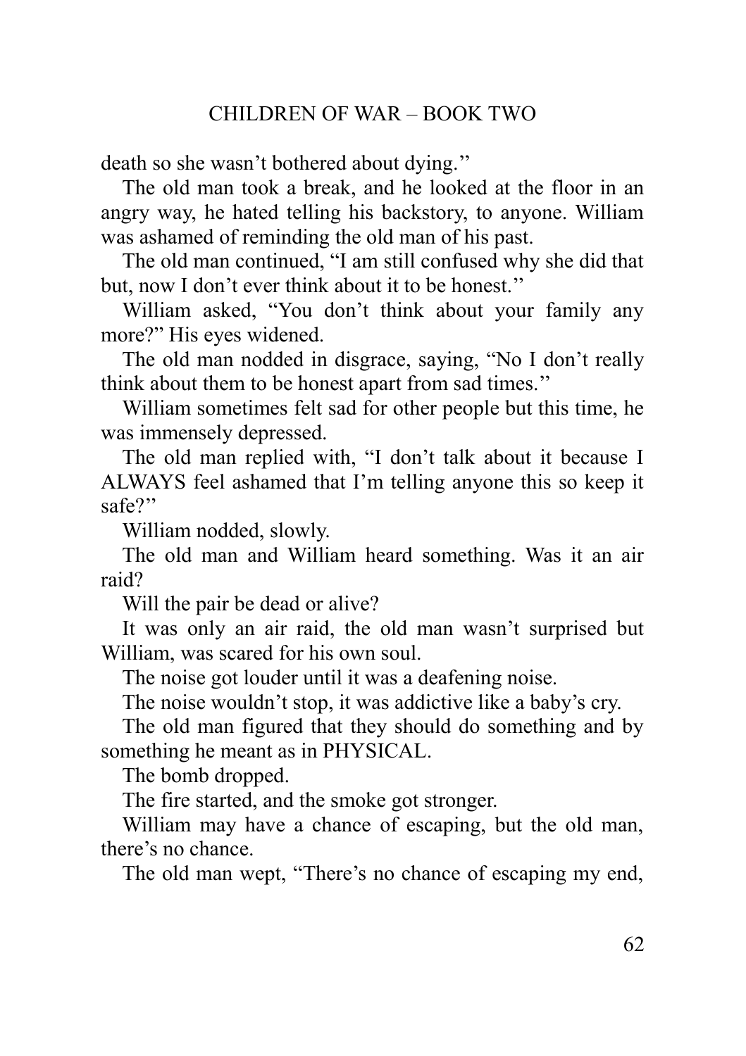death so she wasn't bothered about dying.''

The old man took a break, and he looked at the floor in an angry way, he hated telling his backstory, to anyone. William was ashamed of reminding the old man of his past.

The old man continued, "I am still confused why she did that but, now I don't ever think about it to be honest.''

William asked, "You don't think about your family any more?" His eyes widened.

The old man nodded in disgrace, saying, "No I don't really think about them to be honest apart from sad times.''

William sometimes felt sad for other people but this time, he was immensely depressed.

The old man replied with, "I don't talk about it because I ALWAYS feel ashamed that I'm telling anyone this so keep it safe?''

William nodded, slowly.

The old man and William heard something. Was it an air raid?

Will the pair be dead or alive?

It was only an air raid, the old man wasn't surprised but William, was scared for his own soul.

The noise got louder until it was a deafening noise.

The noise wouldn't stop, it was addictive like a baby's cry.

The old man figured that they should do something and by something he meant as in PHYSICAL.

The bomb dropped.

The fire started, and the smoke got stronger.

William may have a chance of escaping, but the old man, there's no chance.

The old man wept, "There's no chance of escaping my end,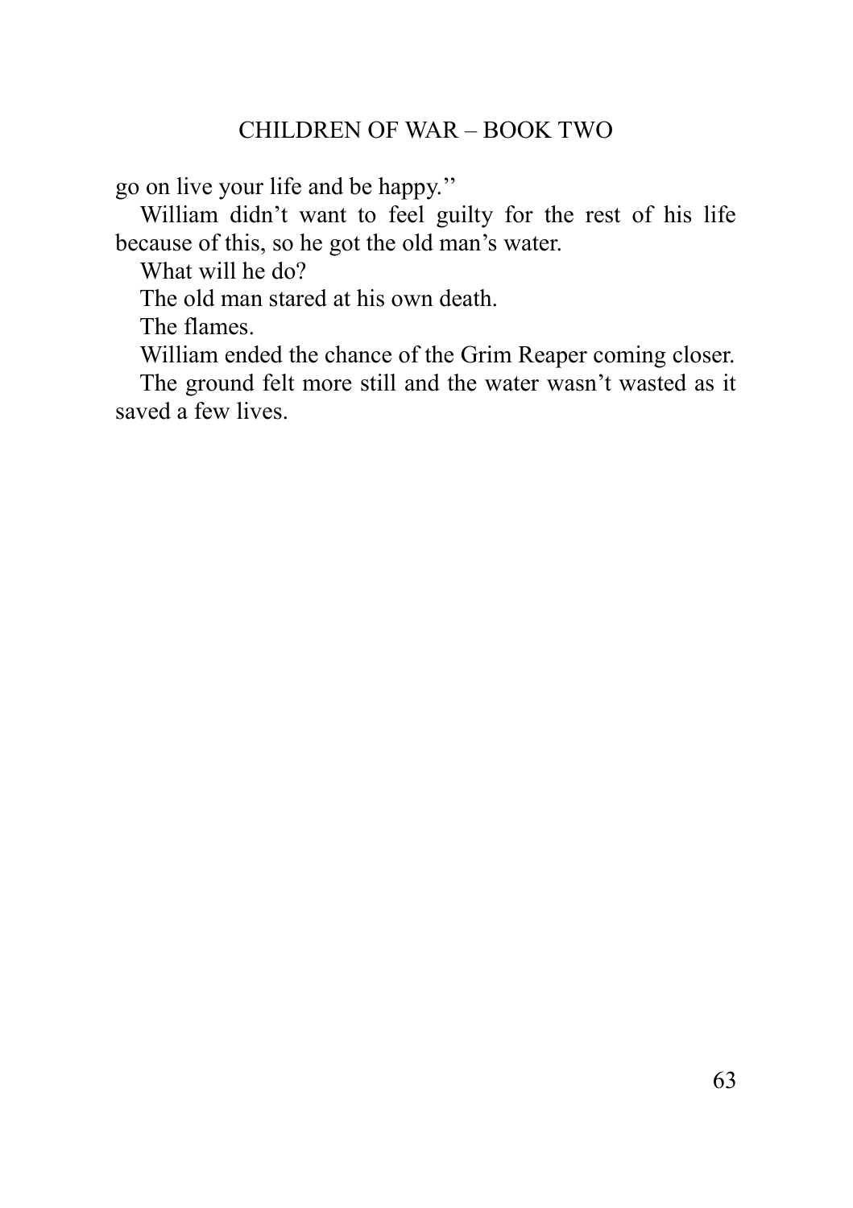go on live your life and be happy.''

William didn't want to feel guilty for the rest of his life because of this, so he got the old man's water.

What will he do?

The old man stared at his own death.

The flames.

William ended the chance of the Grim Reaper coming closer.

The ground felt more still and the water wasn't wasted as it saved a few lives.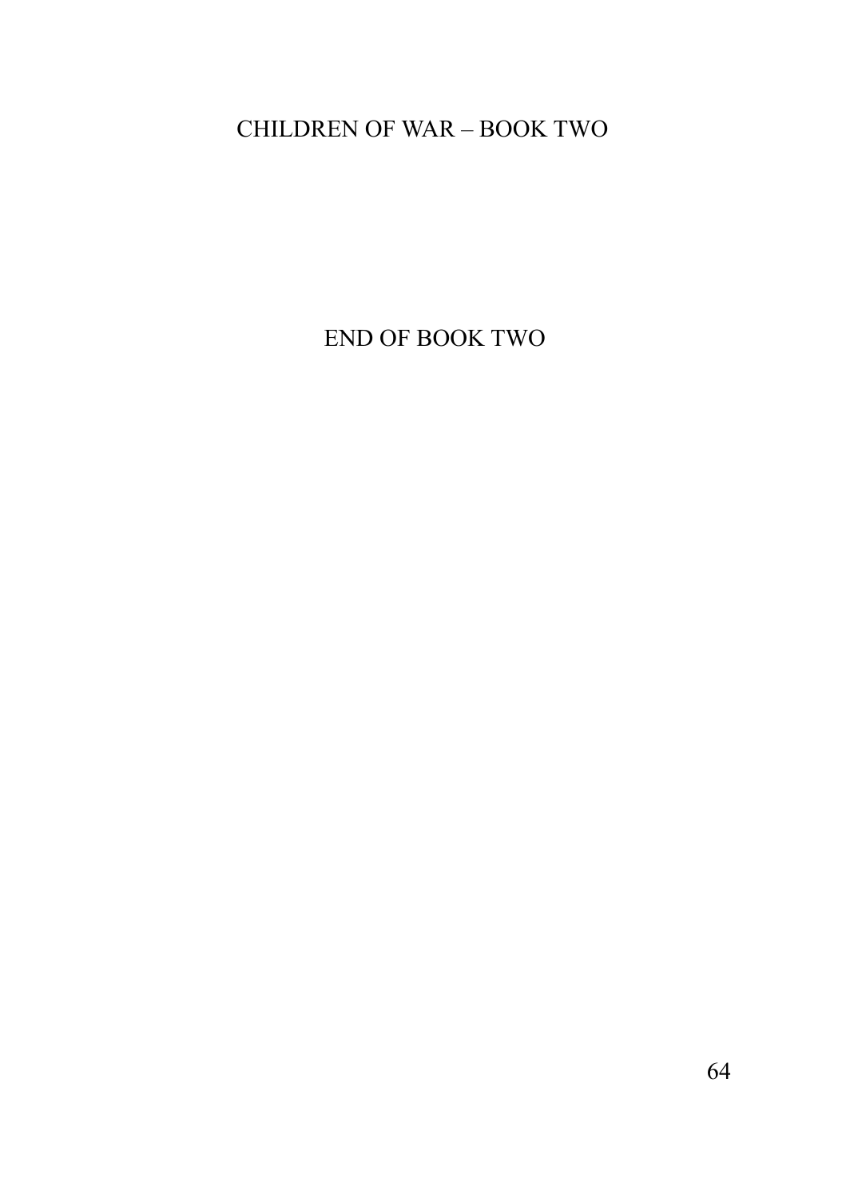END OF BOOK TWO